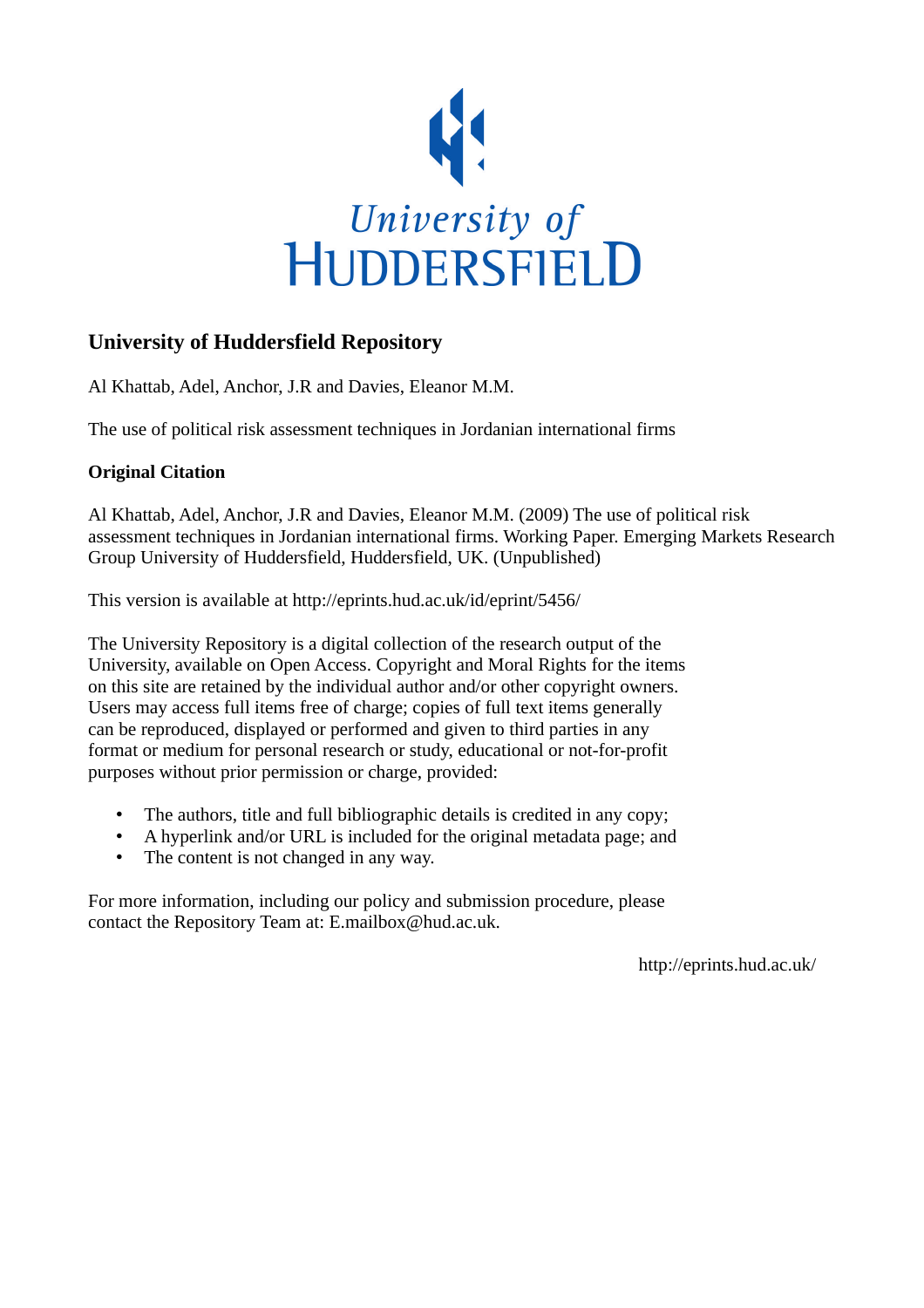University of
HUDDERSFIELD

## University of Huddersfield Repository

Al Khattab, Adel, Anchor, J.R and Davies, Eleanor M.M.

The use of political risk assessment techniques in Jordanian international firms

### Original Citation

Al Khattab, Adel, Anchor, J.R and Davies, Eleanor M.M. (2009) The use of political risk assessment techniques in Jordanian international firms. Working Paper. Emerging Markets Research Group University of Huddersfield, Huddersfield, UK. (Unpublished)

This version is available at http://eprints.hud.ac.uk/id/eprint/5456/

The University Repository is a digital collection of the research output of the University, available on Open Access. Copyright and Moral Rights for the items on this site are retained by the individual author and/or other copyright owners. Users may access full items free of charge; copies of full text items generally can be reproduced, displayed or performed and given to third parties in any format or medium for personal research or study, educational or not-for-profit purposes without prior permission or charge, provided:

- The authors, title and full bibliographic details is credited in any copy;
- A hyperlink and/or URL is included for the original metadata page; and
- The content is not changed in any way.

For more information, including our policy and submission procedure, please contact the Repository Team at: E.mailbox@hud.ac.uk.

http://eprints.hud.ac.uk/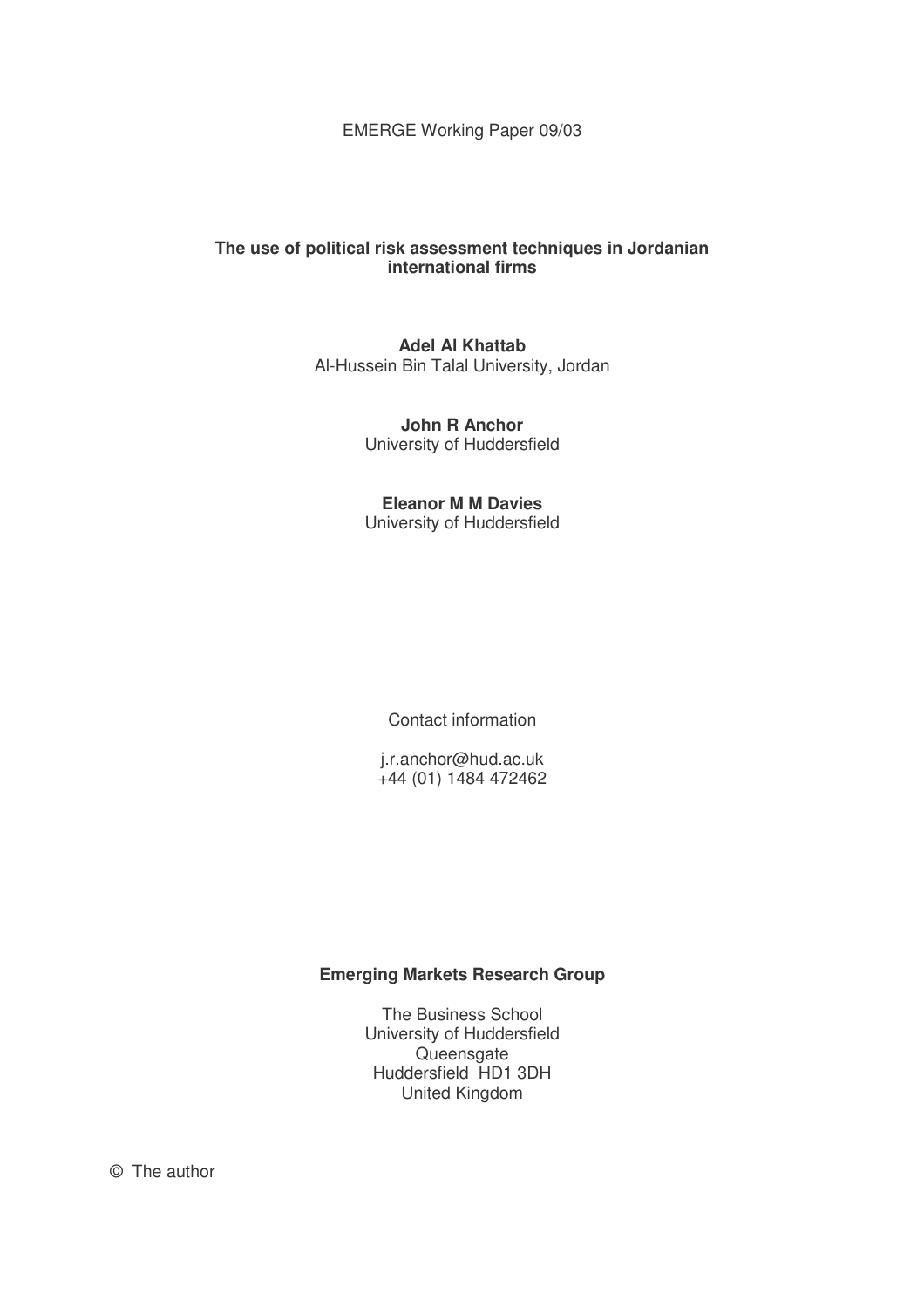EMERGE Working Paper 09/03

**The use of political risk assessment techniques in Jordanian international firms**

**Adel Al Khattab**
Al-Hussein Bin Talal University, Jordan

**John R Anchor**
University of Huddersfield

**Eleanor M M Davies**
University of Huddersfield

Contact information

j.r.anchor@hud.ac.uk
+44 (01) 1484 472462

**Emerging Markets Research Group**

The Business School
University of Huddersfield
Queensgate
Huddersfield HD1 3DH
United Kingdom

© The author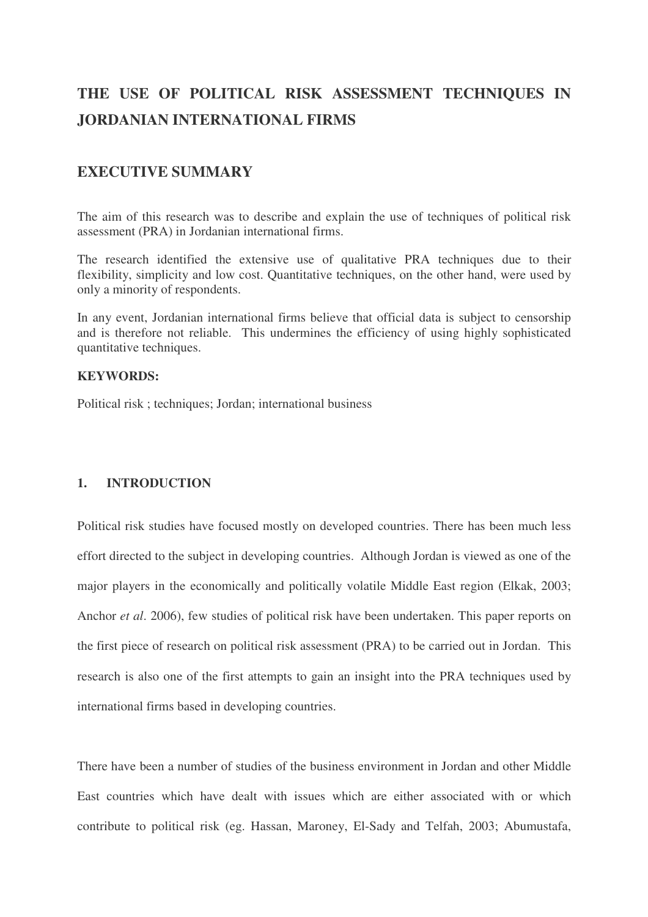# THE USE OF POLITICAL RISK ASSESSMENT TECHNIQUES IN JORDANIAN INTERNATIONAL FIRMS

## EXECUTIVE SUMMARY

The aim of this research was to describe and explain the use of techniques of political risk assessment (PRA) in Jordanian international firms.

The research identified the extensive use of qualitative PRA techniques due to their flexibility, simplicity and low cost. Quantitative techniques, on the other hand, were used by only a minority of respondents.

In any event, Jordanian international firms believe that official data is subject to censorship and is therefore not reliable. This undermines the efficiency of using highly sophisticated quantitative techniques.

**KEYWORDS:**

Political risk ; techniques; Jordan; international business

### 1. INTRODUCTION

Political risk studies have focused mostly on developed countries. There has been much less effort directed to the subject in developing countries. Although Jordan is viewed as one of the major players in the economically and politically volatile Middle East region (Elkak, 2003; Anchor *et al*. 2006), few studies of political risk have been undertaken. This paper reports on the first piece of research on political risk assessment (PRA) to be carried out in Jordan. This research is also one of the first attempts to gain an insight into the PRA techniques used by international firms based in developing countries.

There have been a number of studies of the business environment in Jordan and other Middle East countries which have dealt with issues which are either associated with or which contribute to political risk (eg. Hassan, Maroney, El-Sady and Telfah, 2003; Abumustafa,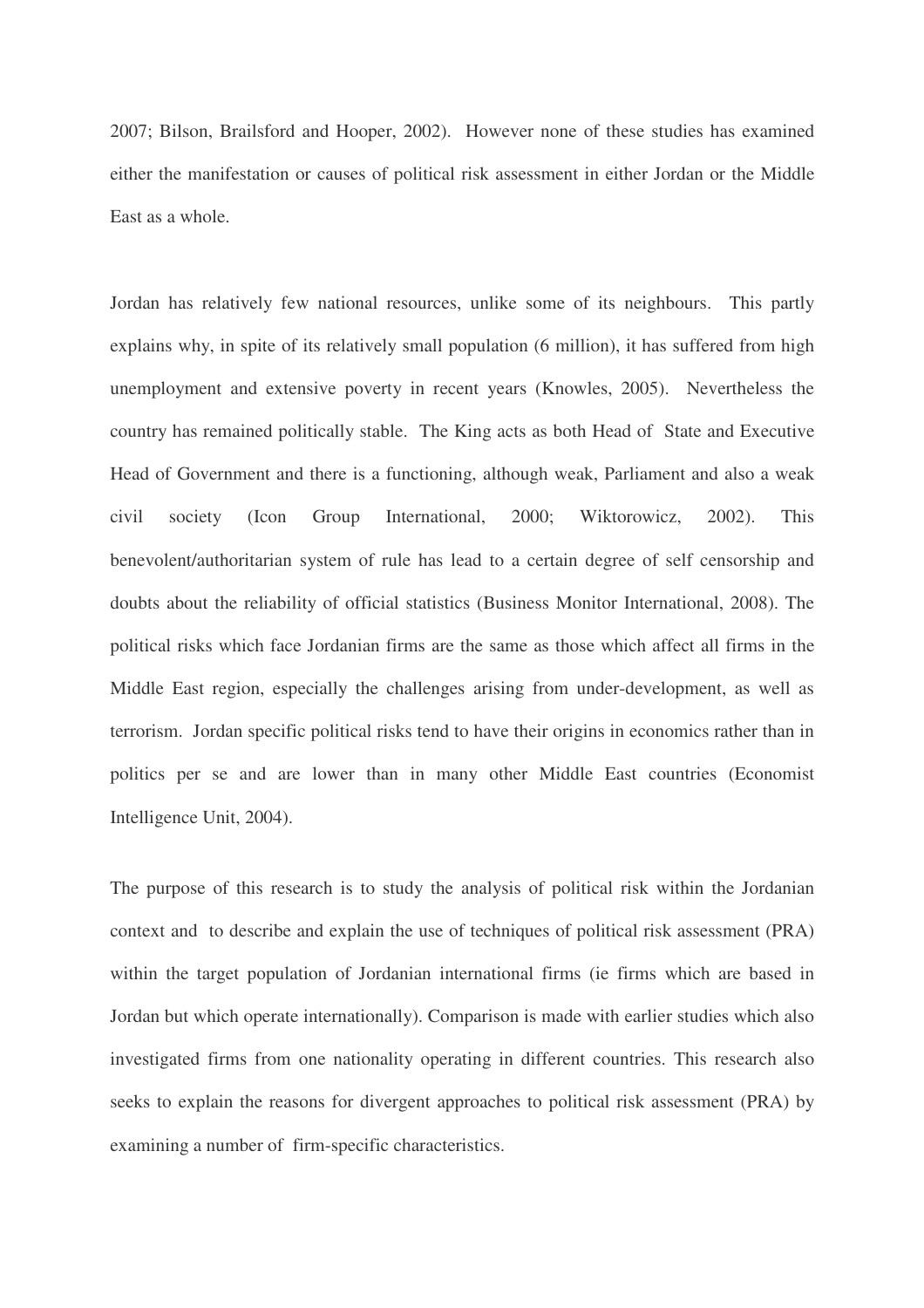2007; Bilson, Brailsford and Hooper, 2002). However none of these studies has examined either the manifestation or causes of political risk assessment in either Jordan or the Middle East as a whole.

Jordan has relatively few national resources, unlike some of its neighbours. This partly explains why, in spite of its relatively small population (6 million), it has suffered from high unemployment and extensive poverty in recent years (Knowles, 2005). Nevertheless the country has remained politically stable. The King acts as both Head of State and Executive Head of Government and there is a functioning, although weak, Parliament and also a weak civil society (Icon Group International, 2000; Wiktorowicz, 2002). This benevolent/authoritarian system of rule has lead to a certain degree of self censorship and doubts about the reliability of official statistics (Business Monitor International, 2008). The political risks which face Jordanian firms are the same as those which affect all firms in the Middle East region, especially the challenges arising from under-development, as well as terrorism. Jordan specific political risks tend to have their origins in economics rather than in politics per se and are lower than in many other Middle East countries (Economist Intelligence Unit, 2004).

The purpose of this research is to study the analysis of political risk within the Jordanian context and to describe and explain the use of techniques of political risk assessment (PRA) within the target population of Jordanian international firms (ie firms which are based in Jordan but which operate internationally). Comparison is made with earlier studies which also investigated firms from one nationality operating in different countries. This research also seeks to explain the reasons for divergent approaches to political risk assessment (PRA) by examining a number of firm-specific characteristics.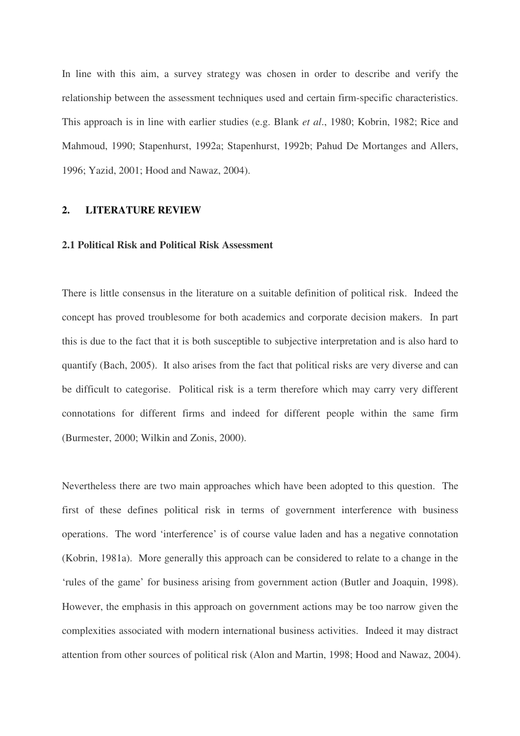In line with this aim, a survey strategy was chosen in order to describe and verify the relationship between the assessment techniques used and certain firm-specific characteristics. This approach is in line with earlier studies (e.g. Blank *et al*., 1980; Kobrin, 1982; Rice and Mahmoud, 1990; Stapenhurst, 1992a; Stapenhurst, 1992b; Pahud De Mortanges and Allers, 1996; Yazid, 2001; Hood and Nawaz, 2004).

## 2. LITERATURE REVIEW

### 2.1 Political Risk and Political Risk Assessment

There is little consensus in the literature on a suitable definition of political risk. Indeed the concept has proved troublesome for both academics and corporate decision makers. In part this is due to the fact that it is both susceptible to subjective interpretation and is also hard to quantify (Bach, 2005). It also arises from the fact that political risks are very diverse and can be difficult to categorise. Political risk is a term therefore which may carry very different connotations for different firms and indeed for different people within the same firm (Burmester, 2000; Wilkin and Zonis, 2000).

Nevertheless there are two main approaches which have been adopted to this question. The first of these defines political risk in terms of government interference with business operations. The word 'interference' is of course value laden and has a negative connotation (Kobrin, 1981a). More generally this approach can be considered to relate to a change in the 'rules of the game' for business arising from government action (Butler and Joaquin, 1998). However, the emphasis in this approach on government actions may be too narrow given the complexities associated with modern international business activities. Indeed it may distract attention from other sources of political risk (Alon and Martin, 1998; Hood and Nawaz, 2004).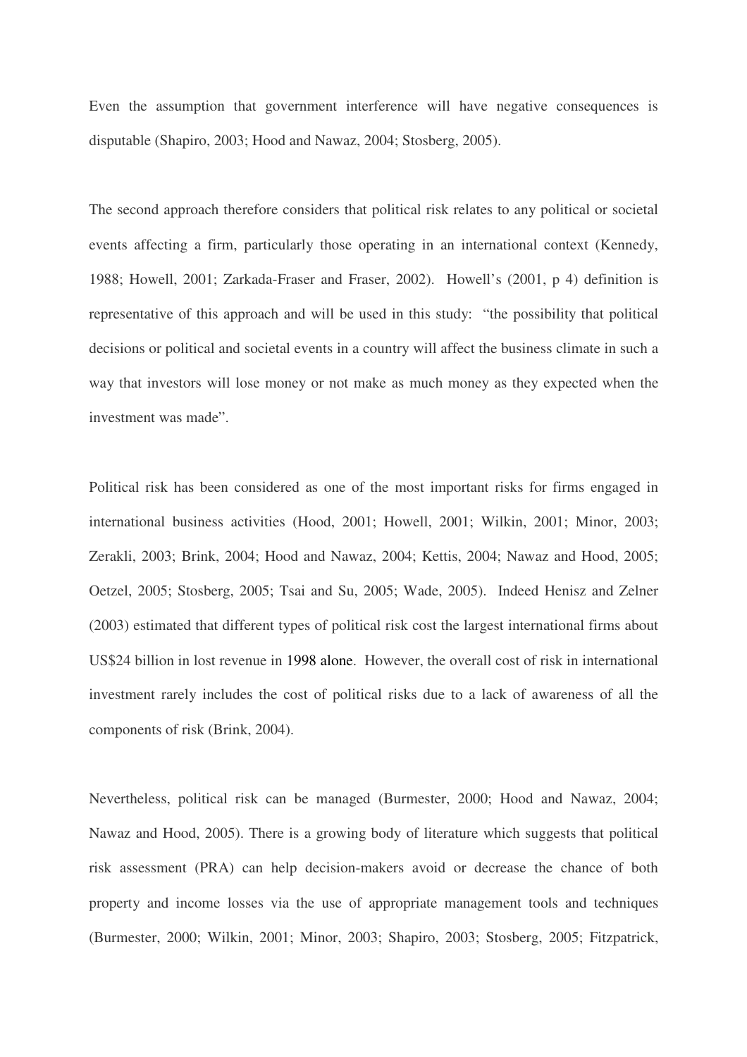Even the assumption that government interference will have negative consequences is disputable (Shapiro, 2003; Hood and Nawaz, 2004; Stosberg, 2005).

The second approach therefore considers that political risk relates to any political or societal events affecting a firm, particularly those operating in an international context (Kennedy, 1988; Howell, 2001; Zarkada-Fraser and Fraser, 2002). Howell's (2001, p 4) definition is representative of this approach and will be used in this study: "the possibility that political decisions or political and societal events in a country will affect the business climate in such a way that investors will lose money or not make as much money as they expected when the investment was made".

Political risk has been considered as one of the most important risks for firms engaged in international business activities (Hood, 2001; Howell, 2001; Wilkin, 2001; Minor, 2003; Zerakli, 2003; Brink, 2004; Hood and Nawaz, 2004; Kettis, 2004; Nawaz and Hood, 2005; Oetzel, 2005; Stosberg, 2005; Tsai and Su, 2005; Wade, 2005). Indeed Henisz and Zelner (2003) estimated that different types of political risk cost the largest international firms about US$24 billion in lost revenue in 1998 alone. However, the overall cost of risk in international investment rarely includes the cost of political risks due to a lack of awareness of all the components of risk (Brink, 2004).

Nevertheless, political risk can be managed (Burmester, 2000; Hood and Nawaz, 2004; Nawaz and Hood, 2005). There is a growing body of literature which suggests that political risk assessment (PRA) can help decision-makers avoid or decrease the chance of both property and income losses via the use of appropriate management tools and techniques (Burmester, 2000; Wilkin, 2001; Minor, 2003; Shapiro, 2003; Stosberg, 2005; Fitzpatrick,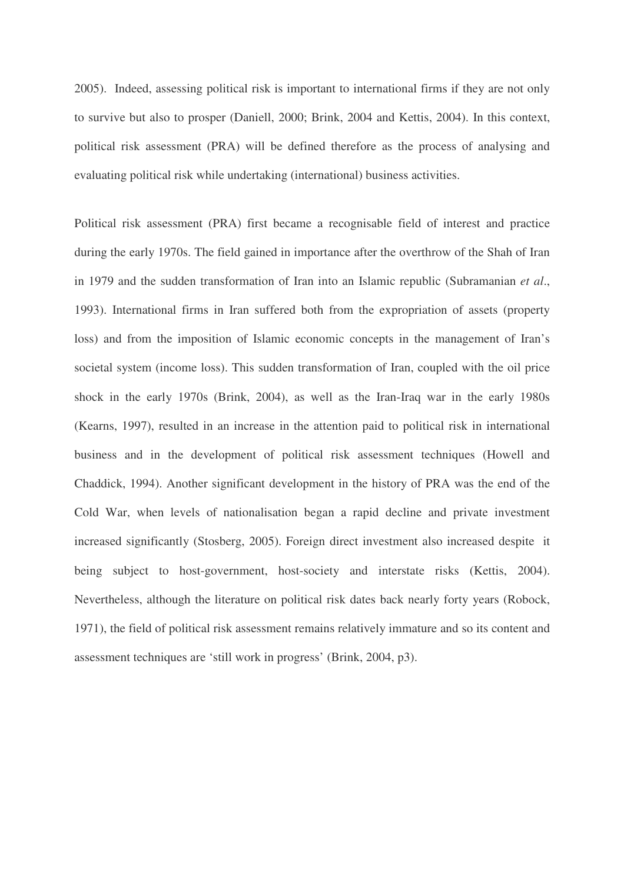2005). Indeed, assessing political risk is important to international firms if they are not only to survive but also to prosper (Daniell, 2000; Brink, 2004 and Kettis, 2004). In this context, political risk assessment (PRA) will be defined therefore as the process of analysing and evaluating political risk while undertaking (international) business activities.

Political risk assessment (PRA) first became a recognisable field of interest and practice during the early 1970s. The field gained in importance after the overthrow of the Shah of Iran in 1979 and the sudden transformation of Iran into an Islamic republic (Subramanian *et al*., 1993). International firms in Iran suffered both from the expropriation of assets (property loss) and from the imposition of Islamic economic concepts in the management of Iran's societal system (income loss). This sudden transformation of Iran, coupled with the oil price shock in the early 1970s (Brink, 2004), as well as the Iran-Iraq war in the early 1980s (Kearns, 1997), resulted in an increase in the attention paid to political risk in international business and in the development of political risk assessment techniques (Howell and Chaddick, 1994). Another significant development in the history of PRA was the end of the Cold War, when levels of nationalisation began a rapid decline and private investment increased significantly (Stosberg, 2005). Foreign direct investment also increased despite it being subject to host-government, host-society and interstate risks (Kettis, 2004). Nevertheless, although the literature on political risk dates back nearly forty years (Robock, 1971), the field of political risk assessment remains relatively immature and so its content and assessment techniques are 'still work in progress' (Brink, 2004, p3).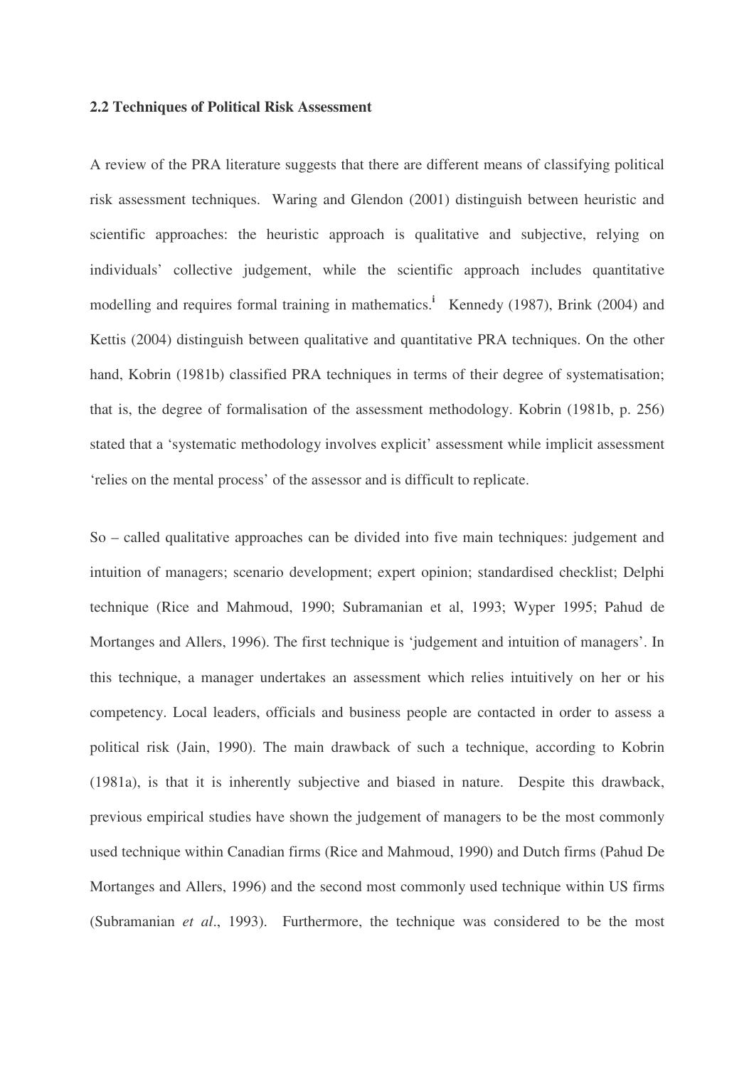**2.2 Techniques of Political Risk Assessment**

A review of the PRA literature suggests that there are different means of classifying political risk assessment techniques. Waring and Glendon (2001) distinguish between heuristic and scientific approaches: the heuristic approach is qualitative and subjective, relying on individuals' collective judgement, while the scientific approach includes quantitative modelling and requires formal training in mathematics.[i] Kennedy (1987), Brink (2004) and Kettis (2004) distinguish between qualitative and quantitative PRA techniques. On the other hand, Kobrin (1981b) classified PRA techniques in terms of their degree of systematisation; that is, the degree of formalisation of the assessment methodology. Kobrin (1981b, p. 256) stated that a 'systematic methodology involves explicit' assessment while implicit assessment 'relies on the mental process' of the assessor and is difficult to replicate.

So – called qualitative approaches can be divided into five main techniques: judgement and intuition of managers; scenario development; expert opinion; standardised checklist; Delphi technique (Rice and Mahmoud, 1990; Subramanian et al, 1993; Wyper 1995; Pahud de Mortanges and Allers, 1996). The first technique is 'judgement and intuition of managers'. In this technique, a manager undertakes an assessment which relies intuitively on her or his competency. Local leaders, officials and business people are contacted in order to assess a political risk (Jain, 1990). The main drawback of such a technique, according to Kobrin (1981a), is that it is inherently subjective and biased in nature. Despite this drawback, previous empirical studies have shown the judgement of managers to be the most commonly used technique within Canadian firms (Rice and Mahmoud, 1990) and Dutch firms (Pahud De Mortanges and Allers, 1996) and the second most commonly used technique within US firms (Subramanian *et al*., 1993). Furthermore, the technique was considered to be the most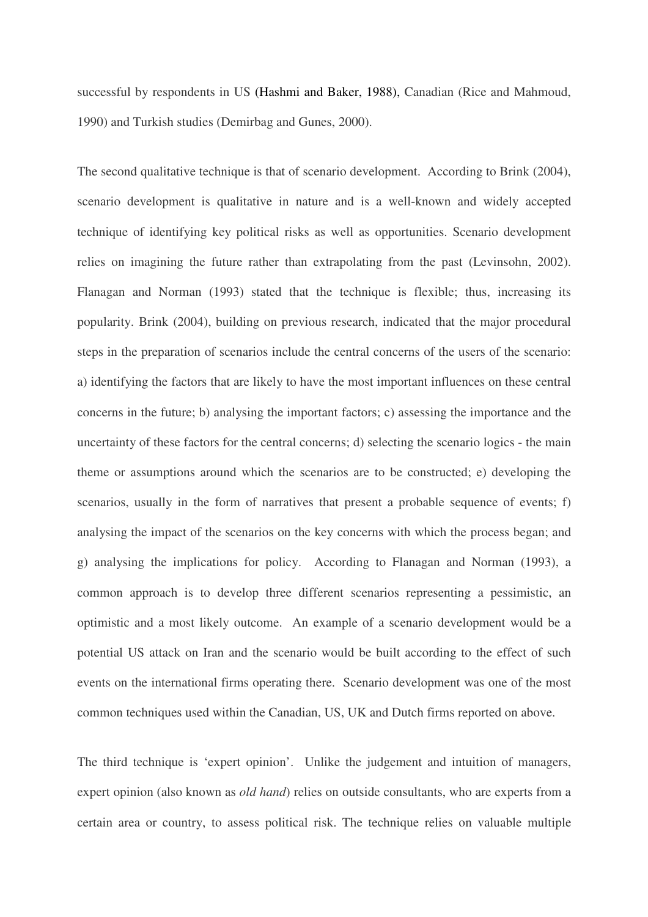successful by respondents in US (Hashmi and Baker, 1988), Canadian (Rice and Mahmoud, 1990) and Turkish studies (Demirbag and Gunes, 2000).

The second qualitative technique is that of scenario development. According to Brink (2004), scenario development is qualitative in nature and is a well-known and widely accepted technique of identifying key political risks as well as opportunities. Scenario development relies on imagining the future rather than extrapolating from the past (Levinsohn, 2002). Flanagan and Norman (1993) stated that the technique is flexible; thus, increasing its popularity. Brink (2004), building on previous research, indicated that the major procedural steps in the preparation of scenarios include the central concerns of the users of the scenario: a) identifying the factors that are likely to have the most important influences on these central concerns in the future; b) analysing the important factors; c) assessing the importance and the uncertainty of these factors for the central concerns; d) selecting the scenario logics - the main theme or assumptions around which the scenarios are to be constructed; e) developing the scenarios, usually in the form of narratives that present a probable sequence of events; f) analysing the impact of the scenarios on the key concerns with which the process began; and g) analysing the implications for policy. According to Flanagan and Norman (1993), a common approach is to develop three different scenarios representing a pessimistic, an optimistic and a most likely outcome. An example of a scenario development would be a potential US attack on Iran and the scenario would be built according to the effect of such events on the international firms operating there. Scenario development was one of the most common techniques used within the Canadian, US, UK and Dutch firms reported on above.

The third technique is 'expert opinion'. Unlike the judgement and intuition of managers, expert opinion (also known as *old hand*) relies on outside consultants, who are experts from a certain area or country, to assess political risk. The technique relies on valuable multiple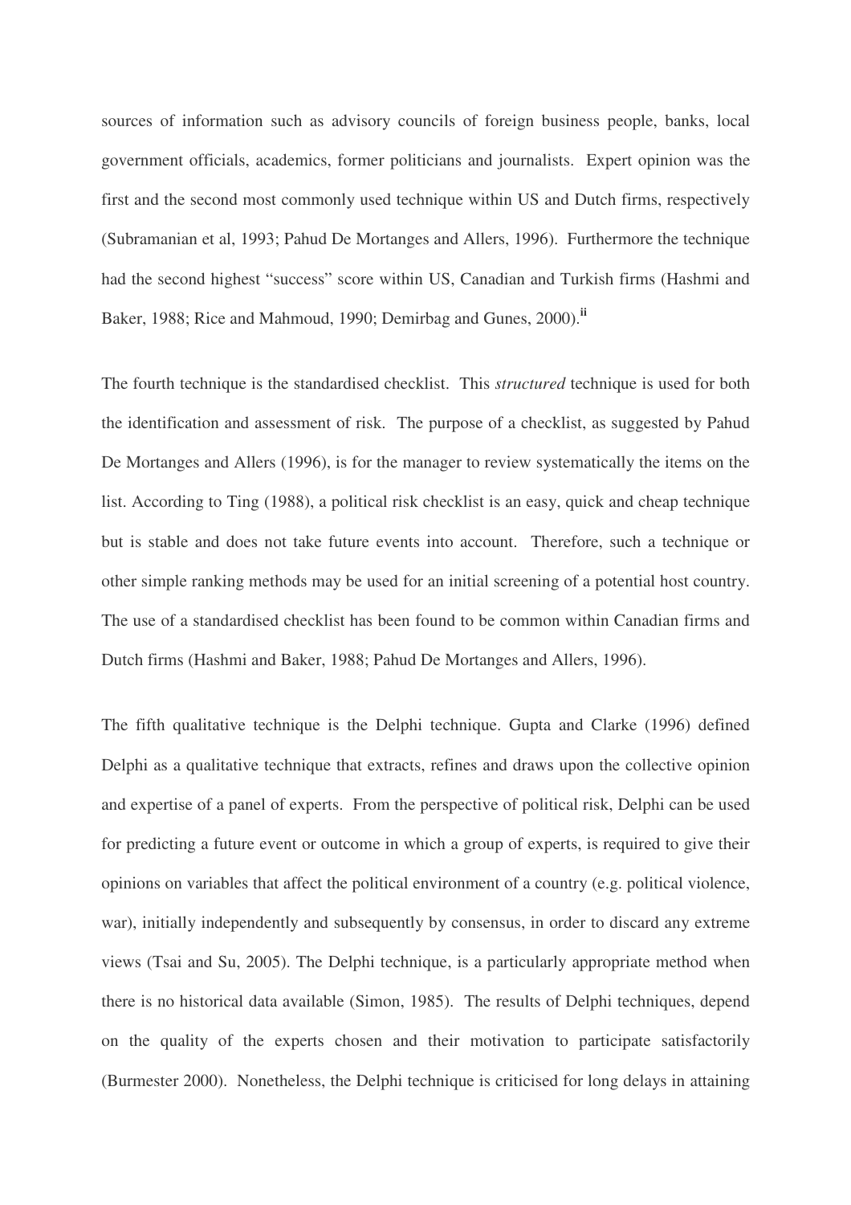sources of information such as advisory councils of foreign business people, banks, local government officials, academics, former politicians and journalists. Expert opinion was the first and the second most commonly used technique within US and Dutch firms, respectively (Subramanian et al, 1993; Pahud De Mortanges and Allers, 1996). Furthermore the technique had the second highest "success" score within US, Canadian and Turkish firms (Hashmi and Baker, 1988; Rice and Mahmoud, 1990; Demirbag and Gunes, 2000).[ii]

The fourth technique is the standardised checklist. This *structured* technique is used for both the identification and assessment of risk. The purpose of a checklist, as suggested by Pahud De Mortanges and Allers (1996), is for the manager to review systematically the items on the list. According to Ting (1988), a political risk checklist is an easy, quick and cheap technique but is stable and does not take future events into account. Therefore, such a technique or other simple ranking methods may be used for an initial screening of a potential host country. The use of a standardised checklist has been found to be common within Canadian firms and Dutch firms (Hashmi and Baker, 1988; Pahud De Mortanges and Allers, 1996).

The fifth qualitative technique is the Delphi technique. Gupta and Clarke (1996) defined Delphi as a qualitative technique that extracts, refines and draws upon the collective opinion and expertise of a panel of experts. From the perspective of political risk, Delphi can be used for predicting a future event or outcome in which a group of experts, is required to give their opinions on variables that affect the political environment of a country (e.g. political violence, war), initially independently and subsequently by consensus, in order to discard any extreme views (Tsai and Su, 2005). The Delphi technique, is a particularly appropriate method when there is no historical data available (Simon, 1985). The results of Delphi techniques, depend on the quality of the experts chosen and their motivation to participate satisfactorily (Burmester 2000). Nonetheless, the Delphi technique is criticised for long delays in attaining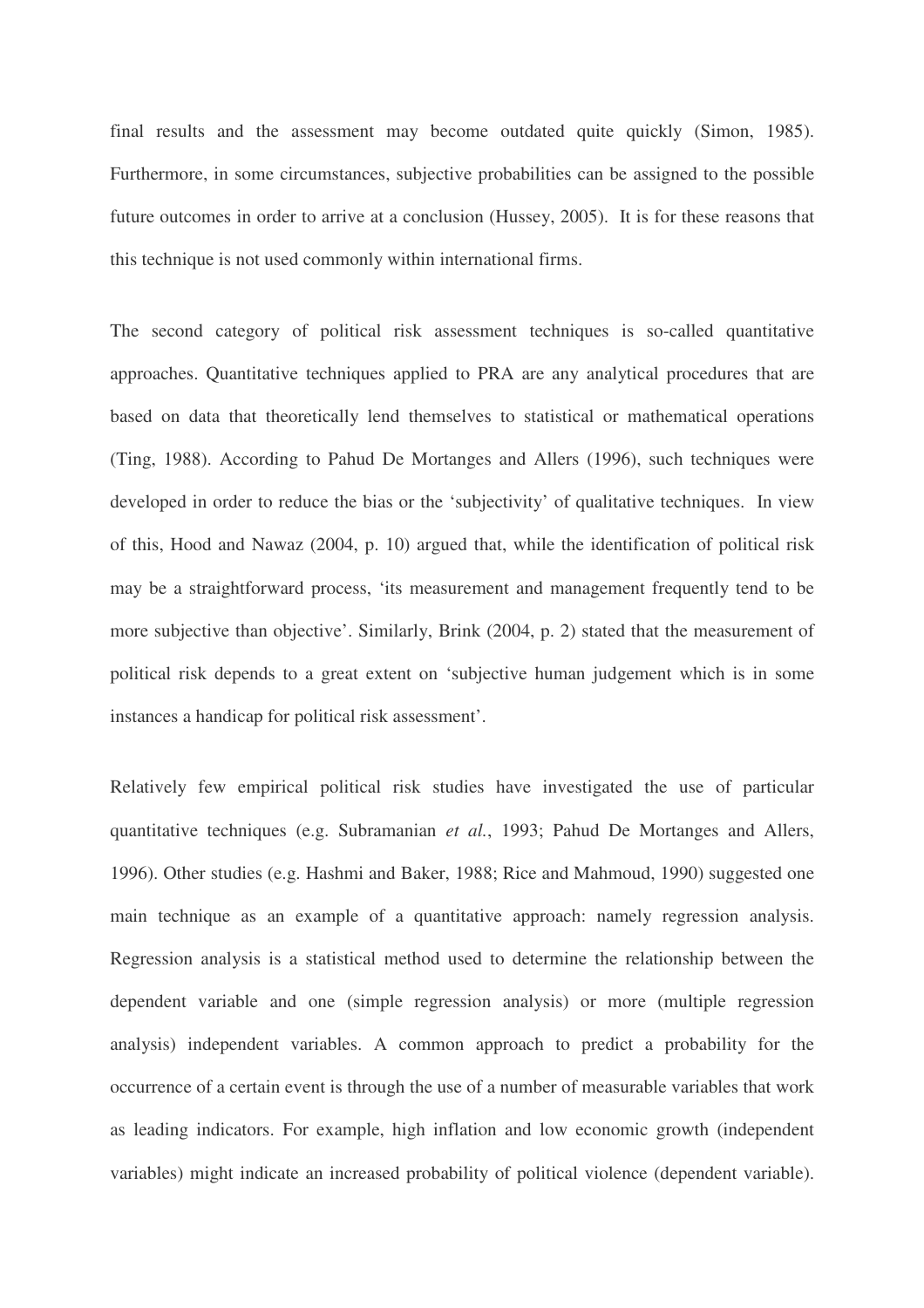final results and the assessment may become outdated quite quickly (Simon, 1985). Furthermore, in some circumstances, subjective probabilities can be assigned to the possible future outcomes in order to arrive at a conclusion (Hussey, 2005). It is for these reasons that this technique is not used commonly within international firms.

The second category of political risk assessment techniques is so-called quantitative approaches. Quantitative techniques applied to PRA are any analytical procedures that are based on data that theoretically lend themselves to statistical or mathematical operations (Ting, 1988). According to Pahud De Mortanges and Allers (1996), such techniques were developed in order to reduce the bias or the 'subjectivity' of qualitative techniques. In view of this, Hood and Nawaz (2004, p. 10) argued that, while the identification of political risk may be a straightforward process, 'its measurement and management frequently tend to be more subjective than objective'. Similarly, Brink (2004, p. 2) stated that the measurement of political risk depends to a great extent on 'subjective human judgement which is in some instances a handicap for political risk assessment'.

Relatively few empirical political risk studies have investigated the use of particular quantitative techniques (e.g. Subramanian *et al.*, 1993; Pahud De Mortanges and Allers, 1996). Other studies (e.g. Hashmi and Baker, 1988; Rice and Mahmoud, 1990) suggested one main technique as an example of a quantitative approach: namely regression analysis. Regression analysis is a statistical method used to determine the relationship between the dependent variable and one (simple regression analysis) or more (multiple regression analysis) independent variables. A common approach to predict a probability for the occurrence of a certain event is through the use of a number of measurable variables that work as leading indicators. For example, high inflation and low economic growth (independent variables) might indicate an increased probability of political violence (dependent variable).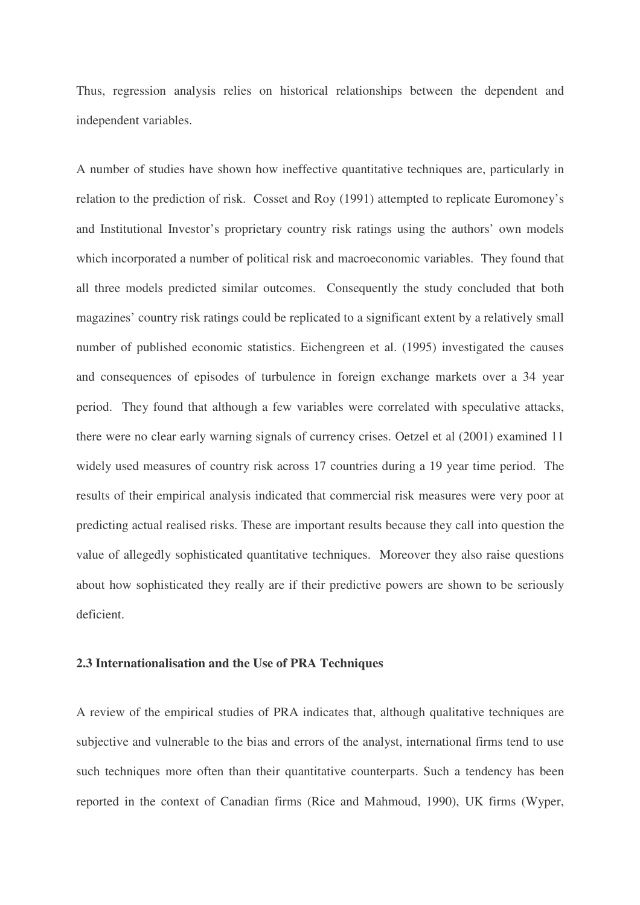Thus, regression analysis relies on historical relationships between the dependent and independent variables.

A number of studies have shown how ineffective quantitative techniques are, particularly in relation to the prediction of risk. Cosset and Roy (1991) attempted to replicate Euromoney's and Institutional Investor's proprietary country risk ratings using the authors' own models which incorporated a number of political risk and macroeconomic variables. They found that all three models predicted similar outcomes. Consequently the study concluded that both magazines' country risk ratings could be replicated to a significant extent by a relatively small number of published economic statistics. Eichengreen et al. (1995) investigated the causes and consequences of episodes of turbulence in foreign exchange markets over a 34 year period. They found that although a few variables were correlated with speculative attacks, there were no clear early warning signals of currency crises. Oetzel et al (2001) examined 11 widely used measures of country risk across 17 countries during a 19 year time period. The results of their empirical analysis indicated that commercial risk measures were very poor at predicting actual realised risks. These are important results because they call into question the value of allegedly sophisticated quantitative techniques. Moreover they also raise questions about how sophisticated they really are if their predictive powers are shown to be seriously deficient.

### 2.3 Internationalisation and the Use of PRA Techniques

A review of the empirical studies of PRA indicates that, although qualitative techniques are subjective and vulnerable to the bias and errors of the analyst, international firms tend to use such techniques more often than their quantitative counterparts. Such a tendency has been reported in the context of Canadian firms (Rice and Mahmoud, 1990), UK firms (Wyper,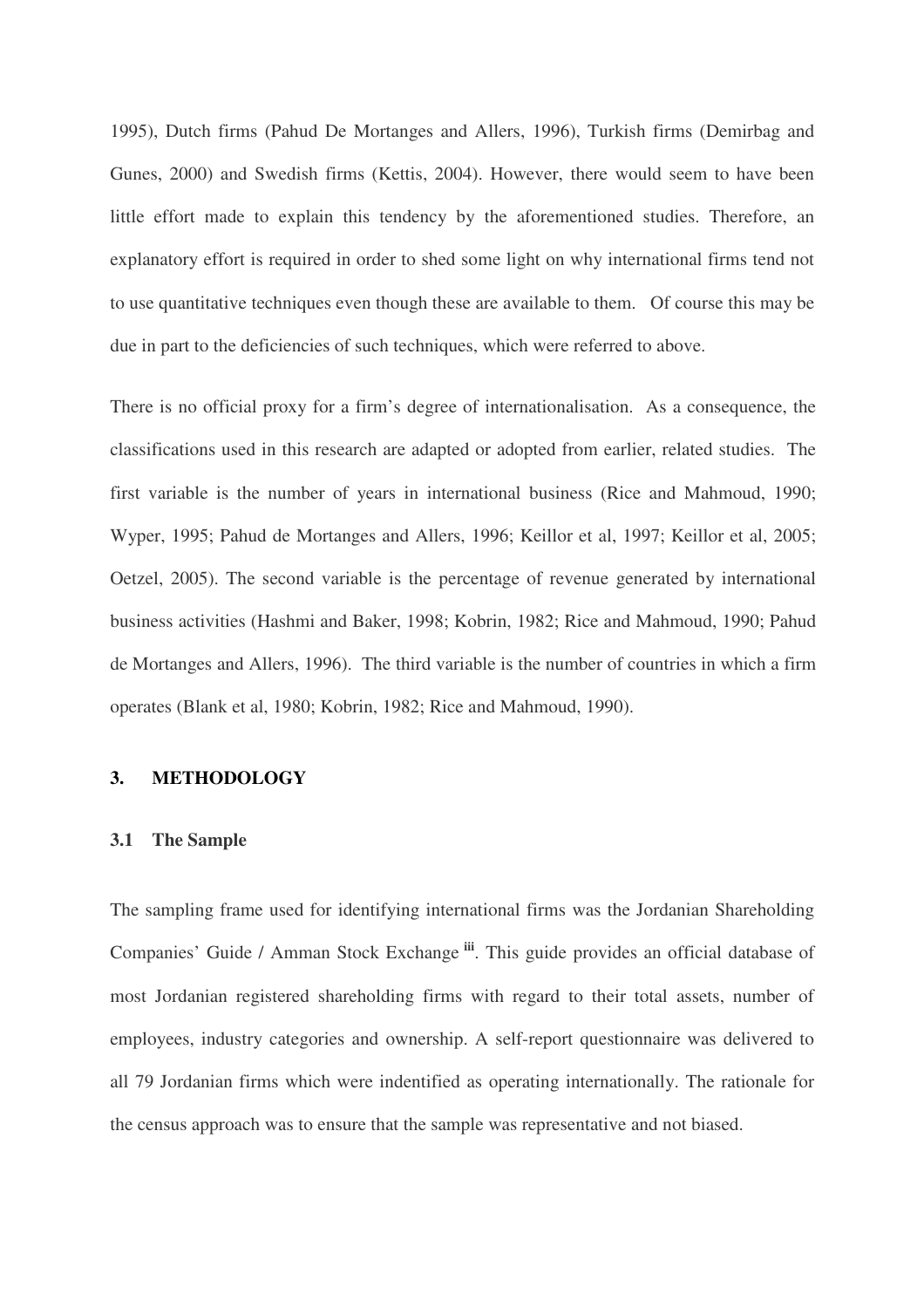1995), Dutch firms (Pahud De Mortanges and Allers, 1996), Turkish firms (Demirbag and Gunes, 2000) and Swedish firms (Kettis, 2004). However, there would seem to have been little effort made to explain this tendency by the aforementioned studies. Therefore, an explanatory effort is required in order to shed some light on why international firms tend not to use quantitative techniques even though these are available to them. Of course this may be due in part to the deficiencies of such techniques, which were referred to above.

There is no official proxy for a firm's degree of internationalisation. As a consequence, the classifications used in this research are adapted or adopted from earlier, related studies. The first variable is the number of years in international business (Rice and Mahmoud, 1990; Wyper, 1995; Pahud de Mortanges and Allers, 1996; Keillor et al, 1997; Keillor et al, 2005; Oetzel, 2005). The second variable is the percentage of revenue generated by international business activities (Hashmi and Baker, 1998; Kobrin, 1982; Rice and Mahmoud, 1990; Pahud de Mortanges and Allers, 1996). The third variable is the number of countries in which a firm operates (Blank et al, 1980; Kobrin, 1982; Rice and Mahmoud, 1990).

## 3. METHODOLOGY

### 3.1 The Sample

The sampling frame used for identifying international firms was the Jordanian Shareholding Companies' Guide / Amman Stock Exchange [iii]. This guide provides an official database of most Jordanian registered shareholding firms with regard to their total assets, number of employees, industry categories and ownership. A self-report questionnaire was delivered to all 79 Jordanian firms which were indentified as operating internationally. The rationale for the census approach was to ensure that the sample was representative and not biased.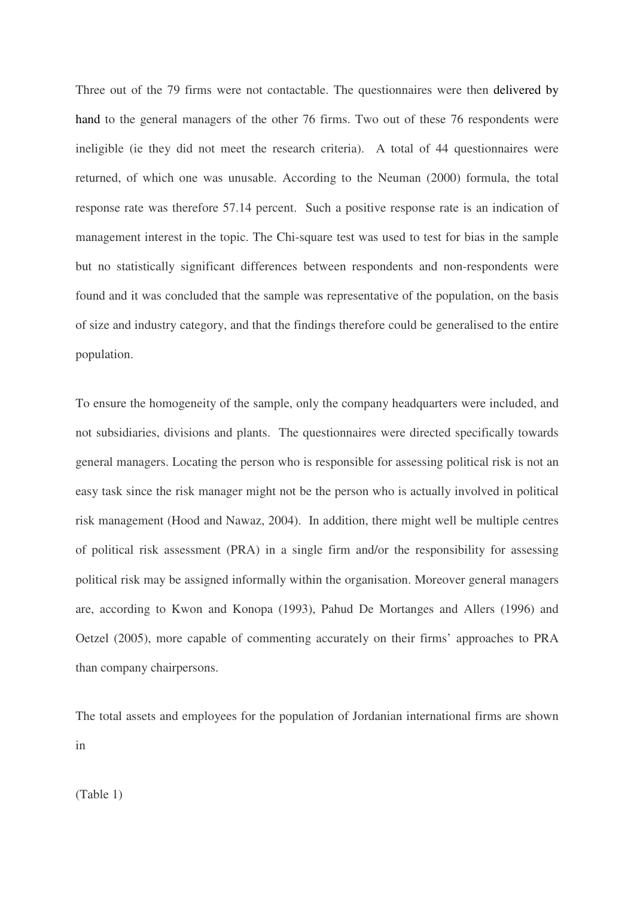Three out of the 79 firms were not contactable. The questionnaires were then delivered by hand to the general managers of the other 76 firms. Two out of these 76 respondents were ineligible (ie they did not meet the research criteria). A total of 44 questionnaires were returned, of which one was unusable. According to the Neuman (2000) formula, the total response rate was therefore 57.14 percent. Such a positive response rate is an indication of management interest in the topic. The Chi-square test was used to test for bias in the sample but no statistically significant differences between respondents and non-respondents were found and it was concluded that the sample was representative of the population, on the basis of size and industry category, and that the findings therefore could be generalised to the entire population.

To ensure the homogeneity of the sample, only the company headquarters were included, and not subsidiaries, divisions and plants. The questionnaires were directed specifically towards general managers. Locating the person who is responsible for assessing political risk is not an easy task since the risk manager might not be the person who is actually involved in political risk management (Hood and Nawaz, 2004). In addition, there might well be multiple centres of political risk assessment (PRA) in a single firm and/or the responsibility for assessing political risk may be assigned informally within the organisation. Moreover general managers are, according to Kwon and Konopa (1993), Pahud De Mortanges and Allers (1996) and Oetzel (2005), more capable of commenting accurately on their firms' approaches to PRA than company chairpersons.

The total assets and employees for the population of Jordanian international firms are shown in

(Table 1)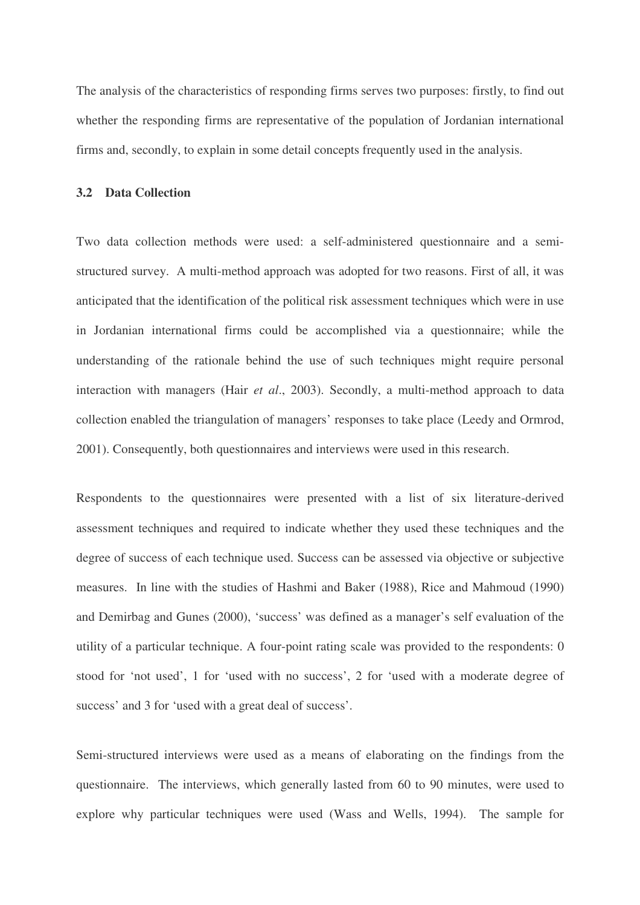The analysis of the characteristics of responding firms serves two purposes: firstly, to find out whether the responding firms are representative of the population of Jordanian international firms and, secondly, to explain in some detail concepts frequently used in the analysis.

### 3.2 Data Collection

Two data collection methods were used: a self-administered questionnaire and a semi-structured survey. A multi-method approach was adopted for two reasons. First of all, it was anticipated that the identification of the political risk assessment techniques which were in use in Jordanian international firms could be accomplished via a questionnaire; while the understanding of the rationale behind the use of such techniques might require personal interaction with managers (Hair *et al*., 2003). Secondly, a multi-method approach to data collection enabled the triangulation of managers' responses to take place (Leedy and Ormrod, 2001). Consequently, both questionnaires and interviews were used in this research.

Respondents to the questionnaires were presented with a list of six literature-derived assessment techniques and required to indicate whether they used these techniques and the degree of success of each technique used. Success can be assessed via objective or subjective measures. In line with the studies of Hashmi and Baker (1988), Rice and Mahmoud (1990) and Demirbag and Gunes (2000), 'success' was defined as a manager's self evaluation of the utility of a particular technique. A four-point rating scale was provided to the respondents: 0 stood for 'not used', 1 for 'used with no success', 2 for 'used with a moderate degree of success' and 3 for 'used with a great deal of success'.

Semi-structured interviews were used as a means of elaborating on the findings from the questionnaire. The interviews, which generally lasted from 60 to 90 minutes, were used to explore why particular techniques were used (Wass and Wells, 1994). The sample for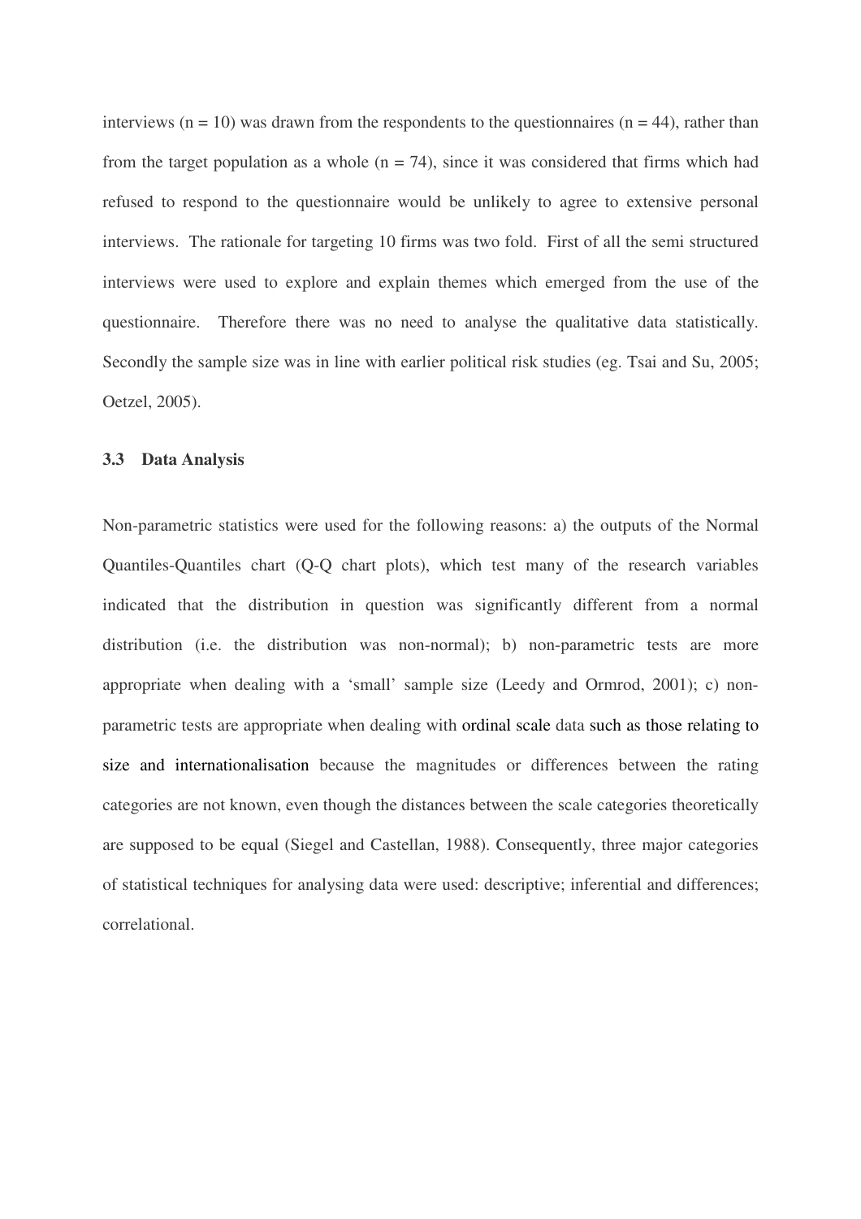interviews ($n = 10$) was drawn from the respondents to the questionnaires ($n = 44$), rather than from the target population as a whole ($n = 74$), since it was considered that firms which had refused to respond to the questionnaire would be unlikely to agree to extensive personal interviews. The rationale for targeting 10 firms was two fold. First of all the semi structured interviews were used to explore and explain themes which emerged from the use of the questionnaire. Therefore there was no need to analyse the qualitative data statistically. Secondly the sample size was in line with earlier political risk studies (eg. Tsai and Su, 2005; Oetzel, 2005).

### 3.3 Data Analysis

Non-parametric statistics were used for the following reasons: a) the outputs of the Normal Quantiles-Quantiles chart (Q-Q chart plots), which test many of the research variables indicated that the distribution in question was significantly different from a normal distribution (i.e. the distribution was non-normal); b) non-parametric tests are more appropriate when dealing with a 'small' sample size (Leedy and Ormrod, 2001); c) non-parametric tests are appropriate when dealing with ordinal scale data such as those relating to size and internationalisation because the magnitudes or differences between the rating categories are not known, even though the distances between the scale categories theoretically are supposed to be equal (Siegel and Castellan, 1988). Consequently, three major categories of statistical techniques for analysing data were used: descriptive; inferential and differences; correlational.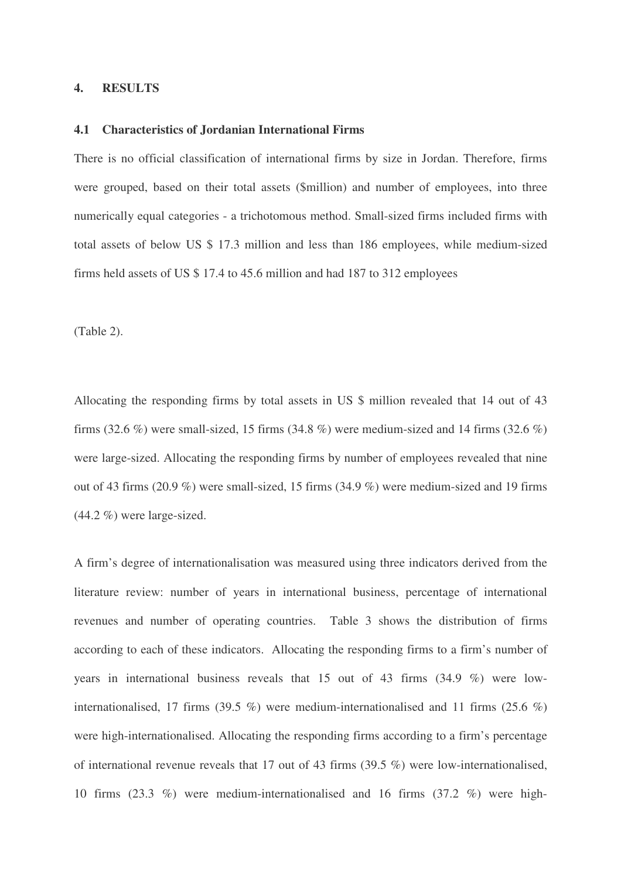## 4. RESULTS

### 4.1 Characteristics of Jordanian International Firms

There is no official classification of international firms by size in Jordan. Therefore, firms were grouped, based on their total assets ($million) and number of employees, into three numerically equal categories - a trichotomous method. Small-sized firms included firms with total assets of below US $ 17.3 million and less than 186 employees, while medium-sized firms held assets of US $ 17.4 to 45.6 million and had 187 to 312 employees

(Table 2).

Allocating the responding firms by total assets in US $ million revealed that 14 out of 43 firms (32.6 %) were small-sized, 15 firms (34.8 %) were medium-sized and 14 firms (32.6 %) were large-sized. Allocating the responding firms by number of employees revealed that nine out of 43 firms (20.9 %) were small-sized, 15 firms (34.9 %) were medium-sized and 19 firms (44.2 %) were large-sized.

A firm's degree of internationalisation was measured using three indicators derived from the literature review: number of years in international business, percentage of international revenues and number of operating countries. Table 3 shows the distribution of firms according to each of these indicators. Allocating the responding firms to a firm's number of years in international business reveals that 15 out of 43 firms (34.9 %) were low-internationalised, 17 firms (39.5 %) were medium-internationalised and 11 firms (25.6 %) were high-internationalised. Allocating the responding firms according to a firm's percentage of international revenue reveals that 17 out of 43 firms (39.5 %) were low-internationalised, 10 firms (23.3 %) were medium-internationalised and 16 firms (37.2 %) were high-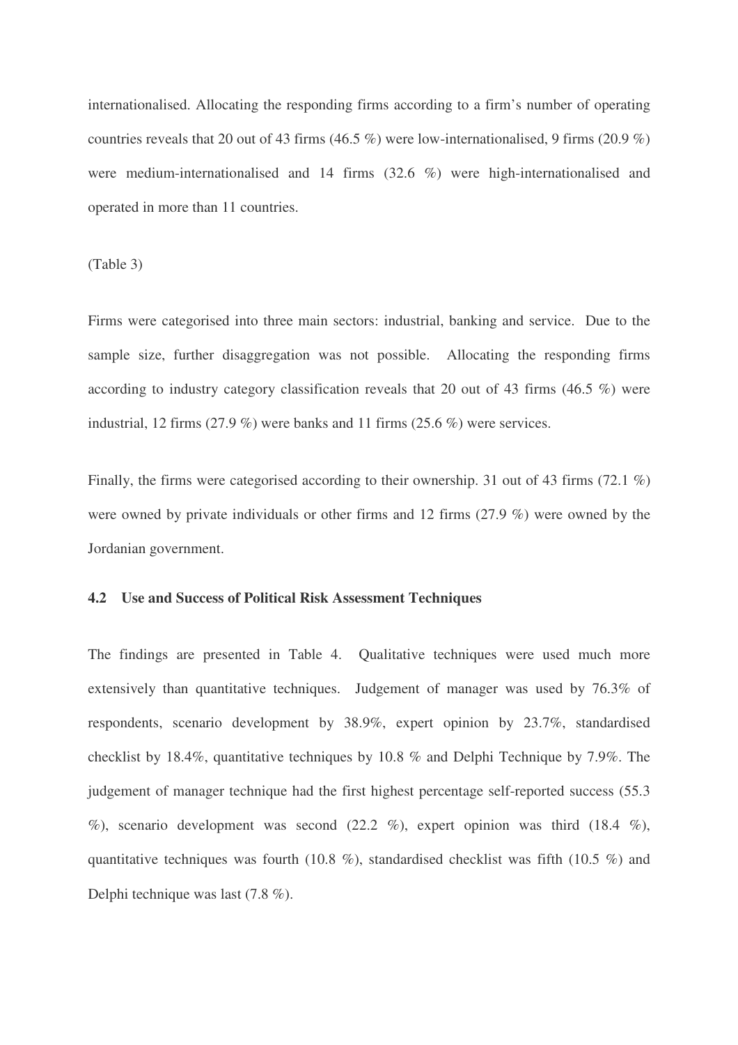internationalised. Allocating the responding firms according to a firm's number of operating countries reveals that 20 out of 43 firms (46.5 %) were low-internationalised, 9 firms (20.9 %) were medium-internationalised and 14 firms (32.6 %) were high-internationalised and operated in more than 11 countries.

(Table 3)

Firms were categorised into three main sectors: industrial, banking and service. Due to the sample size, further disaggregation was not possible. Allocating the responding firms according to industry category classification reveals that 20 out of 43 firms (46.5 %) were industrial, 12 firms (27.9 %) were banks and 11 firms (25.6 %) were services.

Finally, the firms were categorised according to their ownership. 31 out of 43 firms (72.1 %) were owned by private individuals or other firms and 12 firms (27.9 %) were owned by the Jordanian government.

### 4.2 Use and Success of Political Risk Assessment Techniques

The findings are presented in Table 4. Qualitative techniques were used much more extensively than quantitative techniques. Judgement of manager was used by 76.3% of respondents, scenario development by 38.9%, expert opinion by 23.7%, standardised checklist by 18.4%, quantitative techniques by 10.8 % and Delphi Technique by 7.9%. The judgement of manager technique had the first highest percentage self-reported success (55.3 %), scenario development was second (22.2 %), expert opinion was third (18.4 %), quantitative techniques was fourth (10.8 %), standardised checklist was fifth (10.5 %) and Delphi technique was last (7.8 %).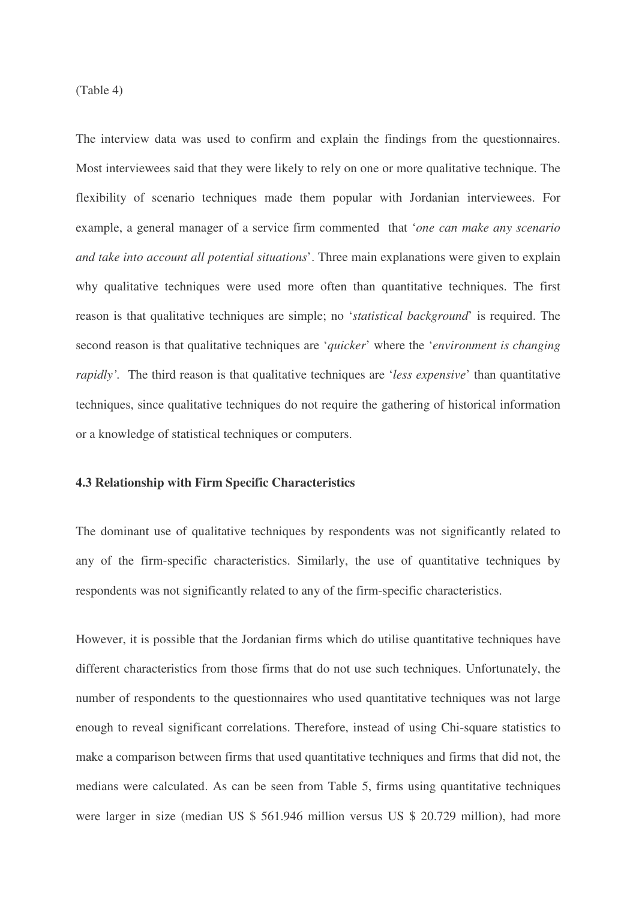(Table 4)

The interview data was used to confirm and explain the findings from the questionnaires. Most interviewees said that they were likely to rely on one or more qualitative technique. The flexibility of scenario techniques made them popular with Jordanian interviewees. For example, a general manager of a service firm commented that '*one can make any scenario and take into account all potential situations*'. Three main explanations were given to explain why qualitative techniques were used more often than quantitative techniques. The first reason is that qualitative techniques are simple; no '*statistical background*' is required. The second reason is that qualitative techniques are '*quicker*' where the '*environment is changing rapidly'*. The third reason is that qualitative techniques are '*less expensive*' than quantitative techniques, since qualitative techniques do not require the gathering of historical information or a knowledge of statistical techniques or computers.

**4.3 Relationship with Firm Specific Characteristics**

The dominant use of qualitative techniques by respondents was not significantly related to any of the firm-specific characteristics. Similarly, the use of quantitative techniques by respondents was not significantly related to any of the firm-specific characteristics.

However, it is possible that the Jordanian firms which do utilise quantitative techniques have different characteristics from those firms that do not use such techniques. Unfortunately, the number of respondents to the questionnaires who used quantitative techniques was not large enough to reveal significant correlations. Therefore, instead of using Chi-square statistics to make a comparison between firms that used quantitative techniques and firms that did not, the medians were calculated. As can be seen from Table 5, firms using quantitative techniques were larger in size (median US $ 561.946 million versus US $ 20.729 million), had more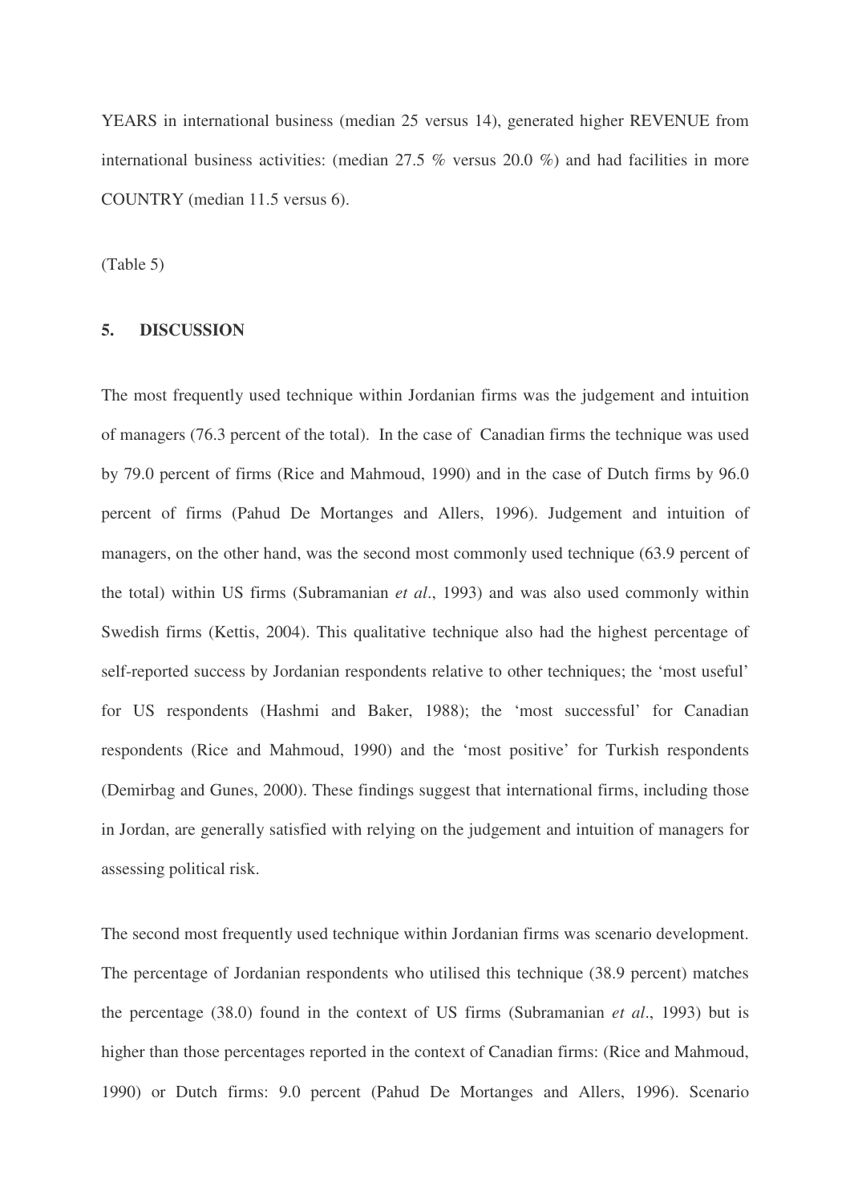YEARS in international business (median 25 versus 14), generated higher REVENUE from international business activities: (median 27.5 % versus 20.0 %) and had facilities in more COUNTRY (median 11.5 versus 6).

(Table 5)

## 5. DISCUSSION

The most frequently used technique within Jordanian firms was the judgement and intuition of managers (76.3 percent of the total). In the case of Canadian firms the technique was used by 79.0 percent of firms (Rice and Mahmoud, 1990) and in the case of Dutch firms by 96.0 percent of firms (Pahud De Mortanges and Allers, 1996). Judgement and intuition of managers, on the other hand, was the second most commonly used technique (63.9 percent of the total) within US firms (Subramanian *et al*., 1993) and was also used commonly within Swedish firms (Kettis, 2004). This qualitative technique also had the highest percentage of self-reported success by Jordanian respondents relative to other techniques; the 'most useful' for US respondents (Hashmi and Baker, 1988); the 'most successful' for Canadian respondents (Rice and Mahmoud, 1990) and the 'most positive' for Turkish respondents (Demirbag and Gunes, 2000). These findings suggest that international firms, including those in Jordan, are generally satisfied with relying on the judgement and intuition of managers for assessing political risk.

The second most frequently used technique within Jordanian firms was scenario development. The percentage of Jordanian respondents who utilised this technique (38.9 percent) matches the percentage (38.0) found in the context of US firms (Subramanian *et al*., 1993) but is higher than those percentages reported in the context of Canadian firms: (Rice and Mahmoud, 1990) or Dutch firms: 9.0 percent (Pahud De Mortanges and Allers, 1996). Scenario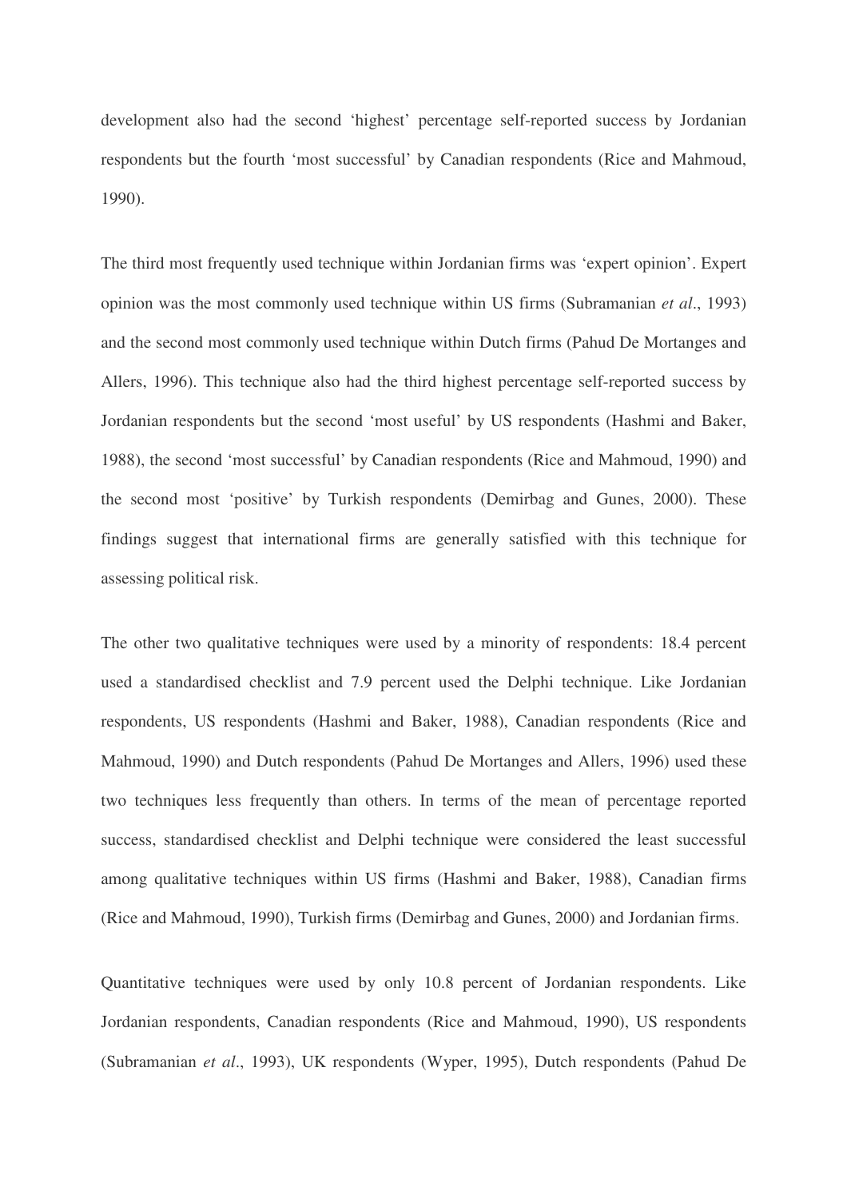development also had the second 'highest' percentage self-reported success by Jordanian respondents but the fourth 'most successful' by Canadian respondents (Rice and Mahmoud, 1990).

The third most frequently used technique within Jordanian firms was 'expert opinion'. Expert opinion was the most commonly used technique within US firms (Subramanian *et al*., 1993) and the second most commonly used technique within Dutch firms (Pahud De Mortanges and Allers, 1996). This technique also had the third highest percentage self-reported success by Jordanian respondents but the second 'most useful' by US respondents (Hashmi and Baker, 1988), the second 'most successful' by Canadian respondents (Rice and Mahmoud, 1990) and the second most 'positive' by Turkish respondents (Demirbag and Gunes, 2000). These findings suggest that international firms are generally satisfied with this technique for assessing political risk.

The other two qualitative techniques were used by a minority of respondents: 18.4 percent used a standardised checklist and 7.9 percent used the Delphi technique. Like Jordanian respondents, US respondents (Hashmi and Baker, 1988), Canadian respondents (Rice and Mahmoud, 1990) and Dutch respondents (Pahud De Mortanges and Allers, 1996) used these two techniques less frequently than others. In terms of the mean of percentage reported success, standardised checklist and Delphi technique were considered the least successful among qualitative techniques within US firms (Hashmi and Baker, 1988), Canadian firms (Rice and Mahmoud, 1990), Turkish firms (Demirbag and Gunes, 2000) and Jordanian firms.

Quantitative techniques were used by only 10.8 percent of Jordanian respondents. Like Jordanian respondents, Canadian respondents (Rice and Mahmoud, 1990), US respondents (Subramanian *et al*., 1993), UK respondents (Wyper, 1995), Dutch respondents (Pahud De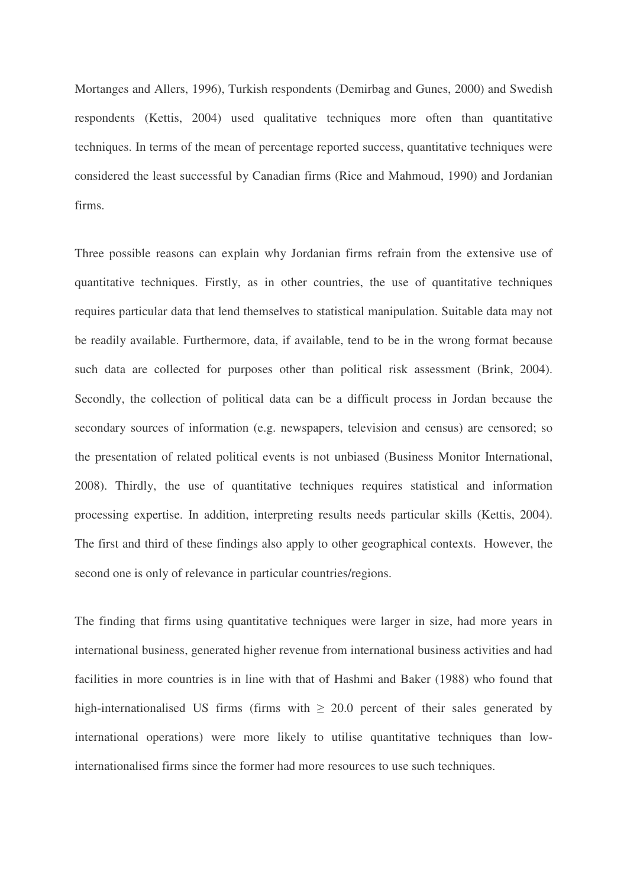Mortanges and Allers, 1996), Turkish respondents (Demirbag and Gunes, 2000) and Swedish respondents (Kettis, 2004) used qualitative techniques more often than quantitative techniques. In terms of the mean of percentage reported success, quantitative techniques were considered the least successful by Canadian firms (Rice and Mahmoud, 1990) and Jordanian firms.

Three possible reasons can explain why Jordanian firms refrain from the extensive use of quantitative techniques. Firstly, as in other countries, the use of quantitative techniques requires particular data that lend themselves to statistical manipulation. Suitable data may not be readily available. Furthermore, data, if available, tend to be in the wrong format because such data are collected for purposes other than political risk assessment (Brink, 2004). Secondly, the collection of political data can be a difficult process in Jordan because the secondary sources of information (e.g. newspapers, television and census) are censored; so the presentation of related political events is not unbiased (Business Monitor International, 2008). Thirdly, the use of quantitative techniques requires statistical and information processing expertise. In addition, interpreting results needs particular skills (Kettis, 2004). The first and third of these findings also apply to other geographical contexts. However, the second one is only of relevance in particular countries/regions.

The finding that firms using quantitative techniques were larger in size, had more years in international business, generated higher revenue from international business activities and had facilities in more countries is in line with that of Hashmi and Baker (1988) who found that high-internationalised US firms (firms with $\geq$ 20.0 percent of their sales generated by international operations) were more likely to utilise quantitative techniques than low-internationalised firms since the former had more resources to use such techniques.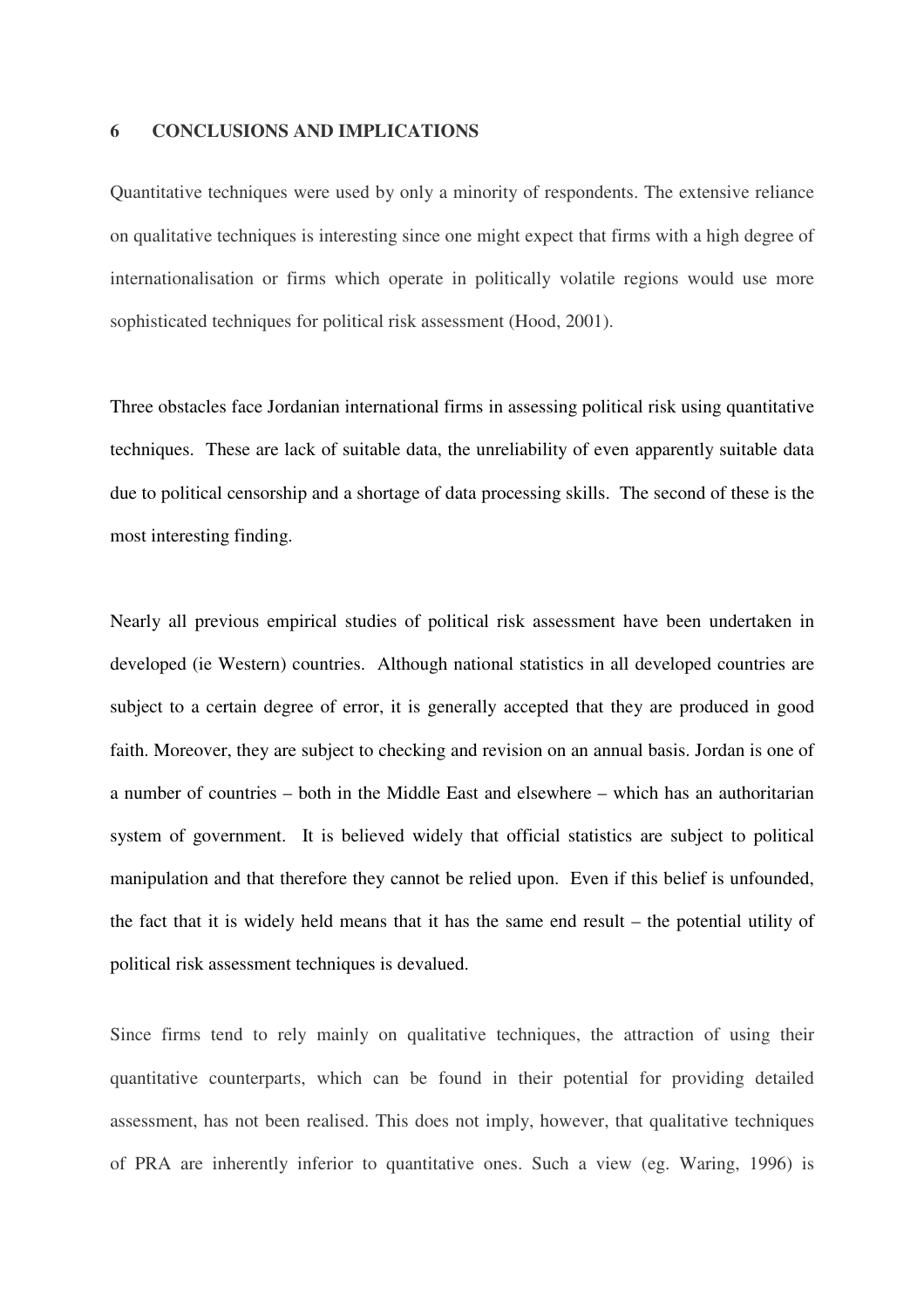## 6 CONCLUSIONS AND IMPLICATIONS

Quantitative techniques were used by only a minority of respondents. The extensive reliance on qualitative techniques is interesting since one might expect that firms with a high degree of internationalisation or firms which operate in politically volatile regions would use more sophisticated techniques for political risk assessment (Hood, 2001).

Three obstacles face Jordanian international firms in assessing political risk using quantitative techniques. These are lack of suitable data, the unreliability of even apparently suitable data due to political censorship and a shortage of data processing skills. The second of these is the most interesting finding.

Nearly all previous empirical studies of political risk assessment have been undertaken in developed (ie Western) countries. Although national statistics in all developed countries are subject to a certain degree of error, it is generally accepted that they are produced in good faith. Moreover, they are subject to checking and revision on an annual basis. Jordan is one of a number of countries – both in the Middle East and elsewhere – which has an authoritarian system of government. It is believed widely that official statistics are subject to political manipulation and that therefore they cannot be relied upon. Even if this belief is unfounded, the fact that it is widely held means that it has the same end result – the potential utility of political risk assessment techniques is devalued.

Since firms tend to rely mainly on qualitative techniques, the attraction of using their quantitative counterparts, which can be found in their potential for providing detailed assessment, has not been realised. This does not imply, however, that qualitative techniques of PRA are inherently inferior to quantitative ones. Such a view (eg. Waring, 1996) is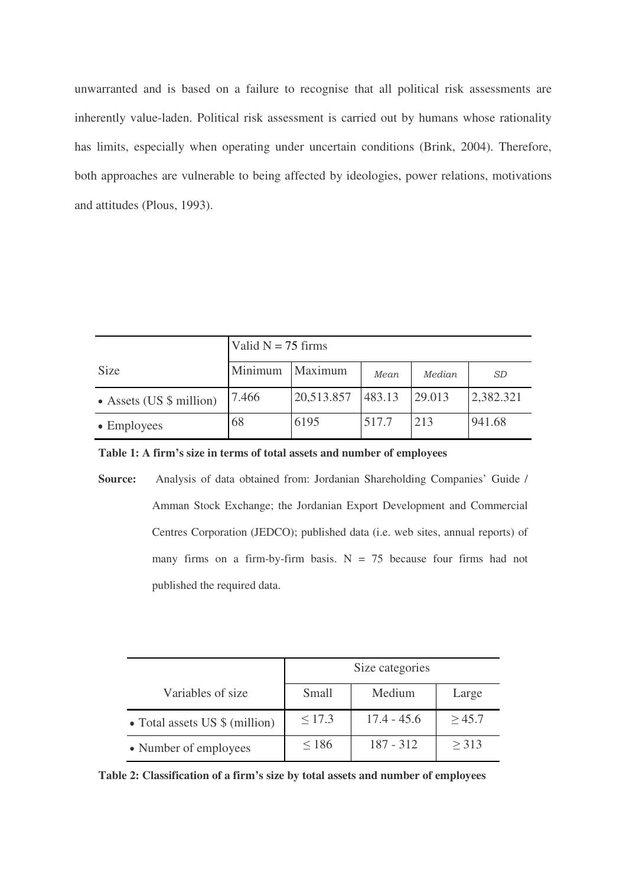unwarranted and is based on a failure to recognise that all political risk assessments are inherently value-laden. Political risk assessment is carried out by humans whose rationality has limits, especially when operating under uncertain conditions (Brink, 2004). Therefore, both approaches are vulnerable to being affected by ideologies, power relations, motivations and attitudes (Plous, 1993).

| | Valid N = 75 firms | | | | |
|---|---|---|---|---|---|
| Size | Minimum | Maximum | *Mean* | *Median* | *SD* |
| • Assets (US $ million) | 7.466 | 20,513.857 | 483.13 | 29.013 | 2,382.321 |
| • Employees | 68 | 6195 | 517.7 | 213 | 941.68 |

**Table 1: A firm's size in terms of total assets and number of employees**

**Source:** Analysis of data obtained from: Jordanian Shareholding Companies' Guide / Amman Stock Exchange; the Jordanian Export Development and Commercial Centres Corporation (JEDCO); published data (i.e. web sites, annual reports) of many firms on a firm-by-firm basis. N = 75 because four firms had not published the required data.

| | Size categories | | |
|---|---|---|---|
| Variables of size | Small | Medium | Large |
| • Total assets US $ (million) | ≤ 17.3 | 17.4 - 45.6 | ≥ 45.7 |
| • Number of employees | ≤ 186 | 187 - 312 | ≥ 313 |

**Table 2: Classification of a firm's size by total assets and number of employees**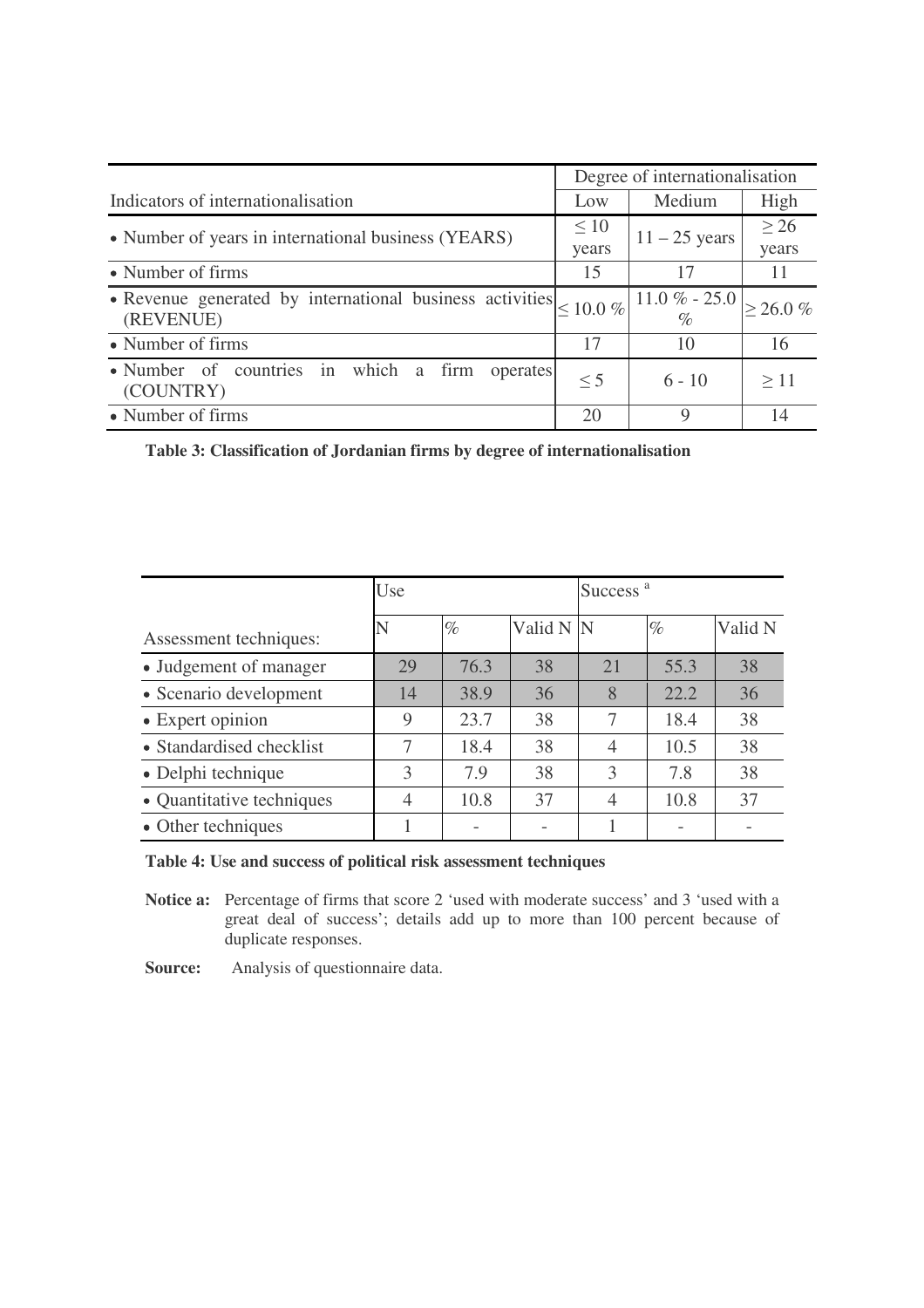| Indicators of internationalisation | Degree of internationalisation | | |
|---|---|---|---|
| | Low | Medium | High |
| • Number of years in international business (YEARS) | ≤ 10 years | 11 – 25 years | ≥ 26 years |
| • Number of firms | 15 | 17 | 11 |
| • Revenue generated by international business activities (REVENUE) | ≤ 10.0 % | 11.0 % - 25.0 % | ≥ 26.0 % |
| • Number of firms | 17 | 10 | 16 |
| • Number of countries in which a firm operates (COUNTRY) | ≤ 5 | 6 - 10 | ≥ 11 |
| • Number of firms | 20 | 9 | 14 |

**Table 3: Classification of Jordanian firms by degree of internationalisation**

| Assessment techniques: | Use | | | Success [a] | | |
|---|---|---|---|---|---|---|
| | N | % | Valid N | N | % | Valid N |
| • Judgement of manager | 29 | 76.3 | 38 | 21 | 55.3 | 38 |
| • Scenario development | 14 | 38.9 | 36 | 8 | 22.2 | 36 |
| • Expert opinion | 9 | 23.7 | 38 | 7 | 18.4 | 38 |
| • Standardised checklist | 7 | 18.4 | 38 | 4 | 10.5 | 38 |
| • Delphi technique | 3 | 7.9 | 38 | 3 | 7.8 | 38 |
| • Quantitative techniques | 4 | 10.8 | 37 | 4 | 10.8 | 37 |
| • Other techniques | 1 | - | - | 1 | - | - |

**Table 4: Use and success of political risk assessment techniques**

**Notice a:** Percentage of firms that score 2 'used with moderate success' and 3 'used with a great deal of success'; details add up to more than 100 percent because of duplicate responses.

**Source:** Analysis of questionnaire data.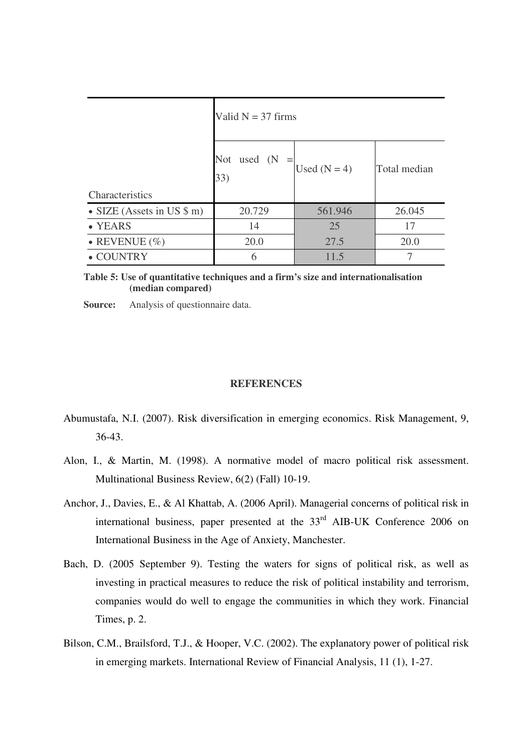| Characteristics | Valid N = 37 firms | | |
|---|---|---|---|
| | Not used (N = 33) | Used (N = 4) | Total median |
| • SIZE (Assets in US $ m) | 20.729 | 561.946 | 26.045 |
| • YEARS | 14 | 25 | 17 |
| • REVENUE (%) | 20.0 | 27.5 | 20.0 |
| • COUNTRY | 6 | 11.5 | 7 |

**Table 5: Use of quantitative techniques and a firm's size and internationalisation (median compared)**

**Source:** Analysis of questionnaire data.

## REFERENCES

Abumustafa, N.I. (2007). Risk diversification in emerging economics. Risk Management, 9, 36-43.

Alon, I., & Martin, M. (1998). A normative model of macro political risk assessment. Multinational Business Review, 6(2) (Fall) 10-19.

Anchor, J., Davies, E., & Al Khattab, A. (2006 April). Managerial concerns of political risk in international business, paper presented at the 33rd AIB-UK Conference 2006 on International Business in the Age of Anxiety, Manchester.

Bach, D. (2005 September 9). Testing the waters for signs of political risk, as well as investing in practical measures to reduce the risk of political instability and terrorism, companies would do well to engage the communities in which they work. Financial Times, p. 2.

Bilson, C.M., Brailsford, T.J., & Hooper, V.C. (2002). The explanatory power of political risk in emerging markets. International Review of Financial Analysis, 11 (1), 1-27.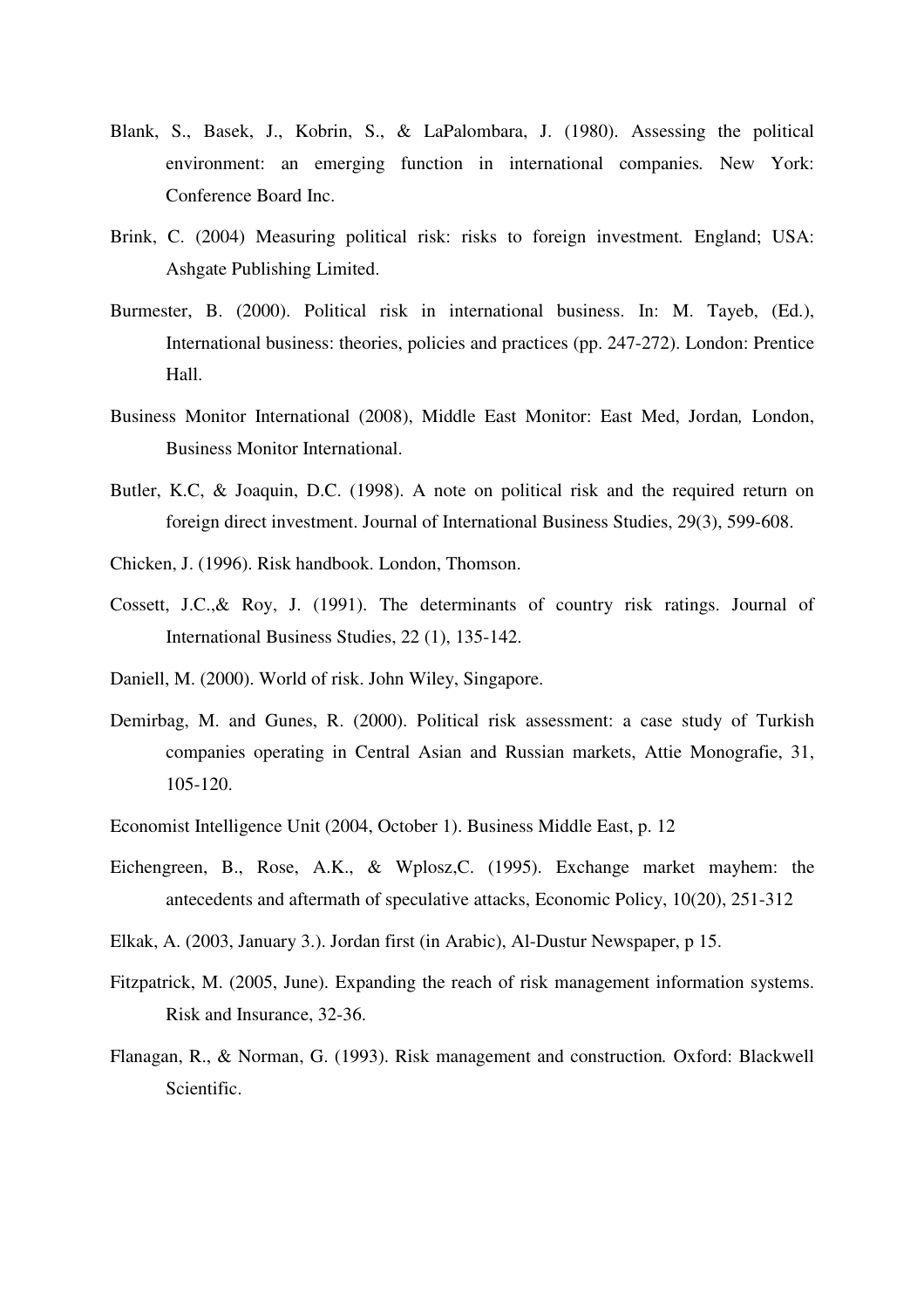Blank, S., Basek, J., Kobrin, S., & LaPalombara, J. (1980). Assessing the political environment: an emerging function in international companies. New York: Conference Board Inc.

Brink, C. (2004) Measuring political risk: risks to foreign investment. England; USA: Ashgate Publishing Limited.

Burmester, B. (2000). Political risk in international business. In: M. Tayeb, (Ed.), International business: theories, policies and practices (pp. 247-272). London: Prentice Hall.

Business Monitor International (2008), Middle East Monitor: East Med, Jordan, London, Business Monitor International.

Butler, K.C, & Joaquin, D.C. (1998). A note on political risk and the required return on foreign direct investment. Journal of International Business Studies, 29(3), 599-608.

Chicken, J. (1996). Risk handbook. London, Thomson.

Cossett, J.C.,& Roy, J. (1991). The determinants of country risk ratings. Journal of International Business Studies, 22 (1), 135-142.

Daniell, M. (2000). World of risk. John Wiley, Singapore.

Demirbag, M. and Gunes, R. (2000). Political risk assessment: a case study of Turkish companies operating in Central Asian and Russian markets, Attie Monografie, 31, 105-120.

Economist Intelligence Unit (2004, October 1). Business Middle East, p. 12

Eichengreen, B., Rose, A.K., & Wplosz,C. (1995). Exchange market mayhem: the antecedents and aftermath of speculative attacks, Economic Policy, 10(20), 251-312

Elkak, A. (2003, January 3.). Jordan first (in Arabic), Al-Dustur Newspaper, p 15.

Fitzpatrick, M. (2005, June). Expanding the reach of risk management information systems. Risk and Insurance, 32-36.

Flanagan, R., & Norman, G. (1993). Risk management and construction. Oxford: Blackwell Scientific.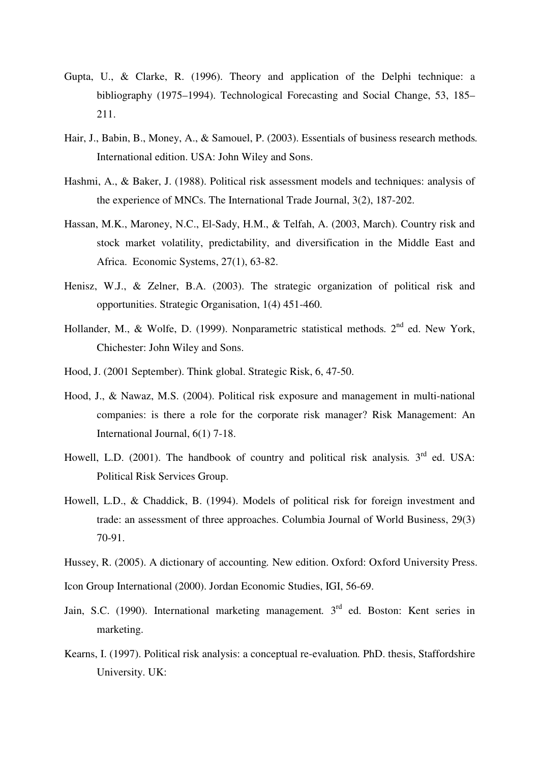Gupta, U., & Clarke, R. (1996). Theory and application of the Delphi technique: a bibliography (1975–1994). Technological Forecasting and Social Change, 53, 185–211.

Hair, J., Babin, B., Money, A., & Samouel, P. (2003). Essentials of business research methods. International edition. USA: John Wiley and Sons.

Hashmi, A., & Baker, J. (1988). Political risk assessment models and techniques: analysis of the experience of MNCs. The International Trade Journal, 3(2), 187-202.

Hassan, M.K., Maroney, N.C., El-Sady, H.M., & Telfah, A. (2003, March). Country risk and stock market volatility, predictability, and diversification in the Middle East and Africa. Economic Systems, 27(1), 63-82.

Henisz, W.J., & Zelner, B.A. (2003). The strategic organization of political risk and opportunities. Strategic Organisation, 1(4) 451-460.

Hollander, M., & Wolfe, D. (1999). Nonparametric statistical methods. 2nd ed. New York, Chichester: John Wiley and Sons.

Hood, J. (2001 September). Think global. Strategic Risk, 6, 47-50.

Hood, J., & Nawaz, M.S. (2004). Political risk exposure and management in multi-national companies: is there a role for the corporate risk manager? Risk Management: An International Journal, 6(1) 7-18.

Howell, L.D. (2001). The handbook of country and political risk analysis. 3rd ed. USA: Political Risk Services Group.

Howell, L.D., & Chaddick, B. (1994). Models of political risk for foreign investment and trade: an assessment of three approaches. Columbia Journal of World Business, 29(3) 70-91.

Hussey, R. (2005). A dictionary of accounting. New edition. Oxford: Oxford University Press.

Icon Group International (2000). Jordan Economic Studies, IGI, 56-69.

Jain, S.C. (1990). International marketing management. 3rd ed. Boston: Kent series in marketing.

Kearns, I. (1997). Political risk analysis: a conceptual re-evaluation. PhD. thesis, Staffordshire University. UK: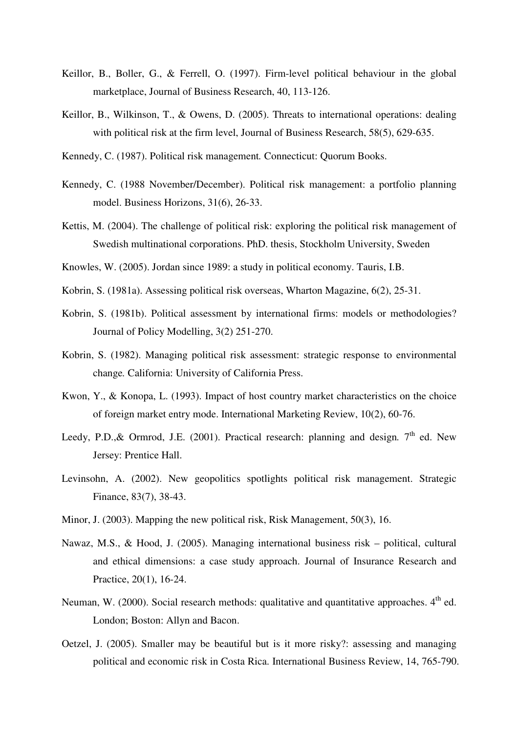Keillor, B., Boller, G., & Ferrell, O. (1997). Firm-level political behaviour in the global marketplace, Journal of Business Research, 40, 113-126.

Keillor, B., Wilkinson, T., & Owens, D. (2005). Threats to international operations: dealing with political risk at the firm level, Journal of Business Research, 58(5), 629-635.

Kennedy, C. (1987). Political risk management. Connecticut: Quorum Books.

Kennedy, C. (1988 November/December). Political risk management: a portfolio planning model. Business Horizons, 31(6), 26-33.

Kettis, M. (2004). The challenge of political risk: exploring the political risk management of Swedish multinational corporations. PhD. thesis, Stockholm University, Sweden

Knowles, W. (2005). Jordan since 1989: a study in political economy. Tauris, I.B.

Kobrin, S. (1981a). Assessing political risk overseas, Wharton Magazine, 6(2), 25-31.

Kobrin, S. (1981b). Political assessment by international firms: models or methodologies? Journal of Policy Modelling, 3(2) 251-270.

Kobrin, S. (1982). Managing political risk assessment: strategic response to environmental change. California: University of California Press.

Kwon, Y., & Konopa, L. (1993). Impact of host country market characteristics on the choice of foreign market entry mode. International Marketing Review, 10(2), 60-76.

Leedy, P.D.,& Ormrod, J.E. (2001). Practical research: planning and design. 7th ed. New Jersey: Prentice Hall.

Levinsohn, A. (2002). New geopolitics spotlights political risk management. Strategic Finance, 83(7), 38-43.

Minor, J. (2003). Mapping the new political risk, Risk Management, 50(3), 16.

Nawaz, M.S., & Hood, J. (2005). Managing international business risk – political, cultural and ethical dimensions: a case study approach. Journal of Insurance Research and Practice, 20(1), 16-24.

Neuman, W. (2000). Social research methods: qualitative and quantitative approaches. 4th ed. London; Boston: Allyn and Bacon.

Oetzel, J. (2005). Smaller may be beautiful but is it more risky?: assessing and managing political and economic risk in Costa Rica. International Business Review, 14, 765-790.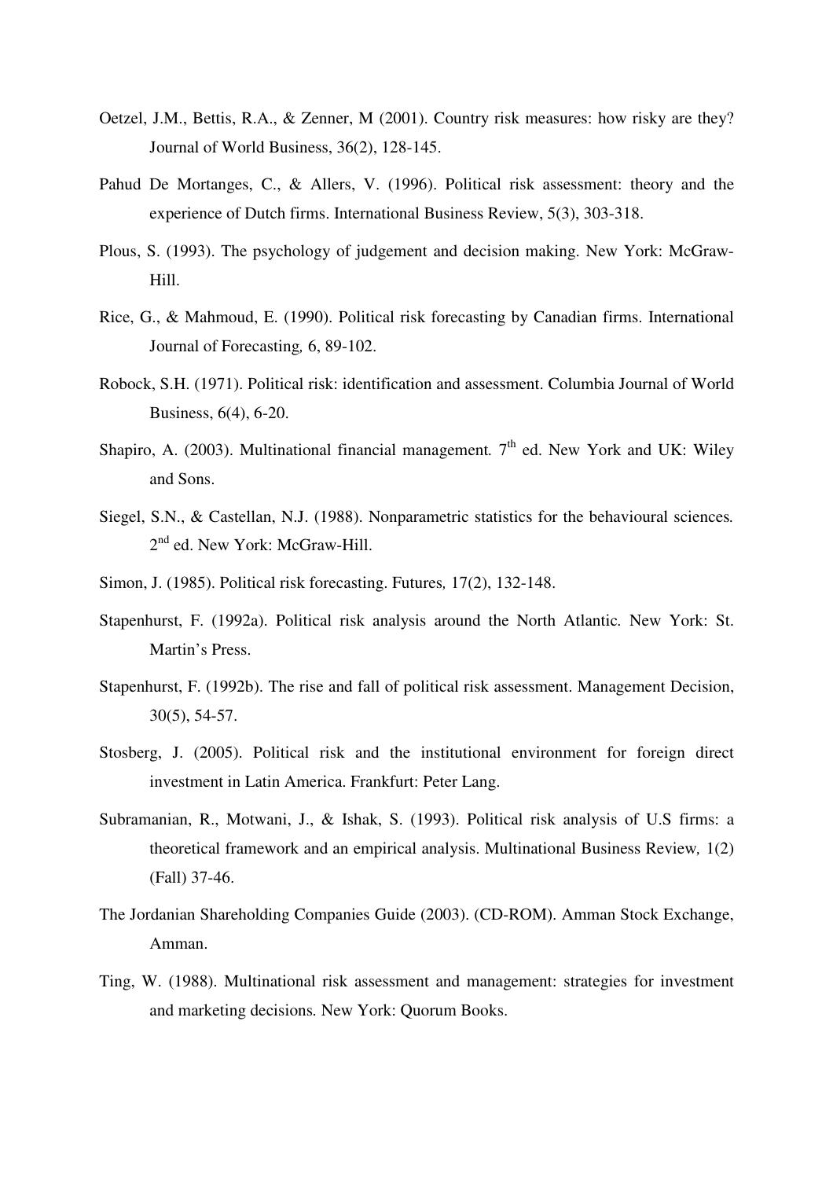Oetzel, J.M., Bettis, R.A., & Zenner, M (2001). Country risk measures: how risky are they? Journal of World Business, 36(2), 128-145.

Pahud De Mortanges, C., & Allers, V. (1996). Political risk assessment: theory and the experience of Dutch firms. International Business Review, 5(3), 303-318.

Plous, S. (1993). The psychology of judgement and decision making. New York: McGraw-Hill.

Rice, G., & Mahmoud, E. (1990). Political risk forecasting by Canadian firms. International Journal of Forecasting*,* 6, 89-102.

Robock, S.H. (1971). Political risk: identification and assessment. Columbia Journal of World Business, 6(4), 6-20.

Shapiro, A. (2003). Multinational financial management*.* 7th ed. New York and UK: Wiley and Sons.

Siegel, S.N., & Castellan, N.J. (1988). Nonparametric statistics for the behavioural sciences*.* 2nd ed. New York: McGraw-Hill.

Simon, J. (1985). Political risk forecasting. Futures*,* 17(2), 132-148.

Stapenhurst, F. (1992a). Political risk analysis around the North Atlantic. New York: St. Martin's Press.

Stapenhurst, F. (1992b). The rise and fall of political risk assessment. Management Decision, 30(5), 54-57.

Stosberg, J. (2005). Political risk and the institutional environment for foreign direct investment in Latin America. Frankfurt: Peter Lang.

Subramanian, R., Motwani, J., & Ishak, S. (1993). Political risk analysis of U.S firms: a theoretical framework and an empirical analysis. Multinational Business Review*,* 1(2) (Fall) 37-46.

The Jordanian Shareholding Companies Guide (2003). (CD-ROM). Amman Stock Exchange, Amman.

Ting, W. (1988). Multinational risk assessment and management: strategies for investment and marketing decisions*.* New York: Quorum Books.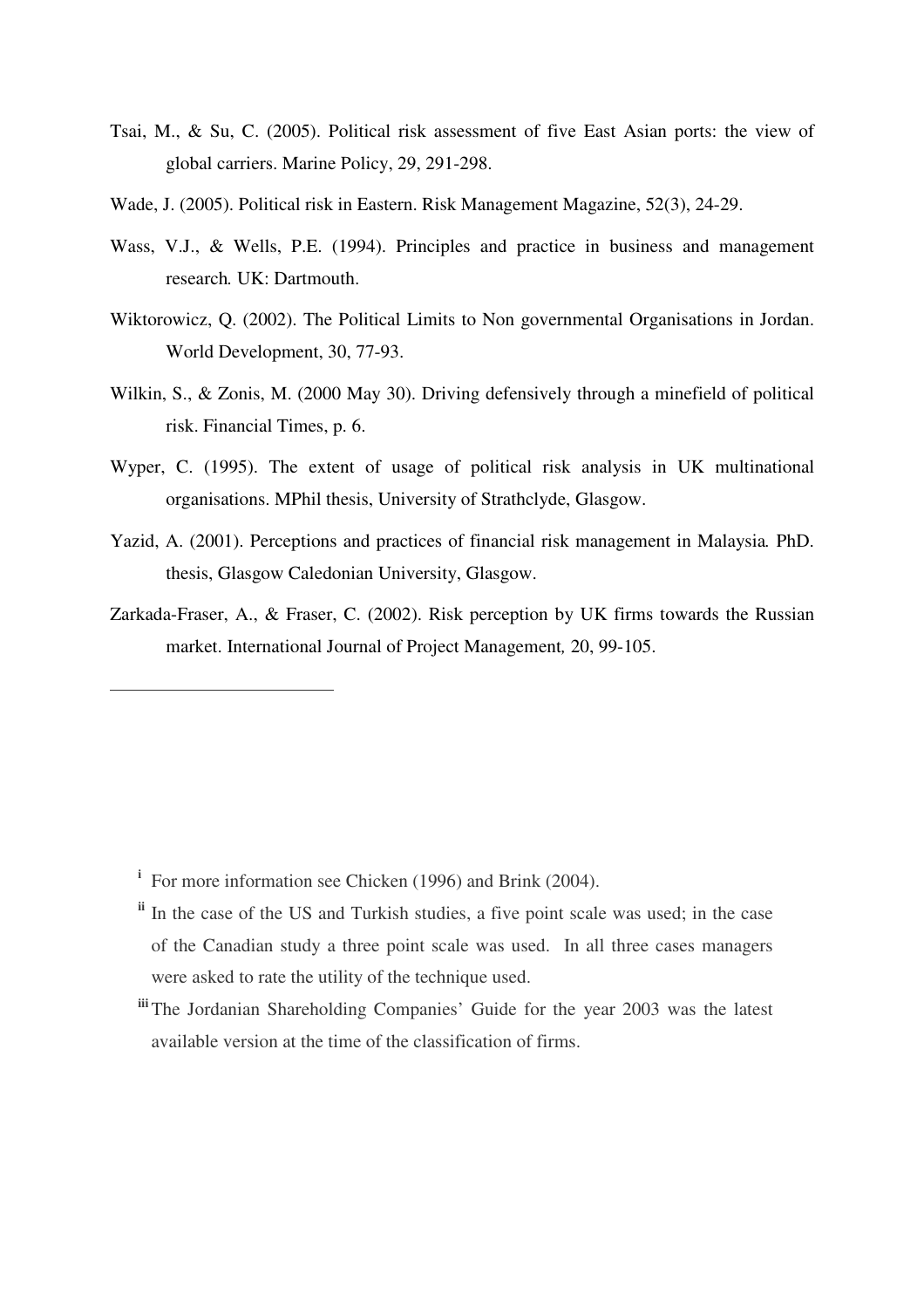Tsai, M., & Su, C. (2005). Political risk assessment of five East Asian ports: the view of global carriers. Marine Policy, 29, 291-298.

Wade, J. (2005). Political risk in Eastern. Risk Management Magazine, 52(3), 24-29.

Wass, V.J., & Wells, P.E. (1994). Principles and practice in business and management research*.* UK: Dartmouth.

Wiktorowicz, Q. (2002). The Political Limits to Non governmental Organisations in Jordan. World Development, 30, 77-93.

Wilkin, S., & Zonis, M. (2000 May 30). Driving defensively through a minefield of political risk. Financial Times, p. 6.

Wyper, C. (1995). The extent of usage of political risk analysis in UK multinational organisations. MPhil thesis, University of Strathclyde, Glasgow.

Yazid, A. (2001). Perceptions and practices of financial risk management in Malaysia*.* PhD. thesis, Glasgow Caledonian University, Glasgow.

Zarkada-Fraser, A., & Fraser, C. (2002). Risk perception by UK firms towards the Russian market. International Journal of Project Management*,* 20, 99-105.

---

[i] For more information see Chicken (1996) and Brink (2004).

[ii] In the case of the US and Turkish studies, a five point scale was used; in the case of the Canadian study a three point scale was used. In all three cases managers were asked to rate the utility of the technique used.

[iii] The Jordanian Shareholding Companies' Guide for the year 2003 was the latest available version at the time of the classification of firms.